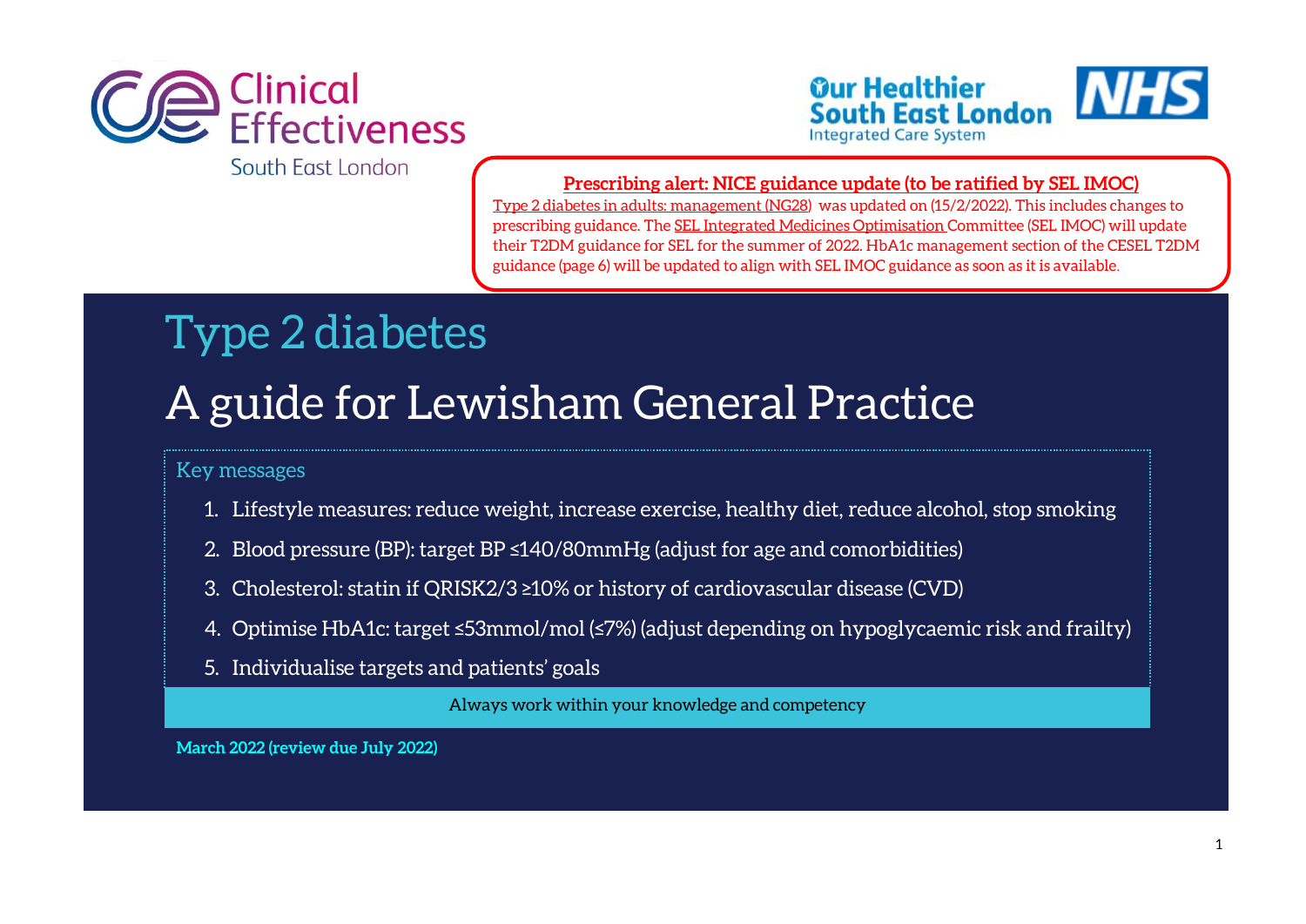Clinical Effectiveness
South East London

Our Healthier South East London
Integrated Care System

NHS

**Prescribing alert: NICE guidance update (to be ratified by SEL IMOC)**

Type 2 diabetes in adults: management (NG28) was updated on (15/2/2022). This includes changes to prescribing guidance. The SEL Integrated Medicines Optimisation Committee (SEL IMOC) will update their T2DM guidance for SEL for the summer of 2022. HbA1c management section of the CESEL T2DM guidance (page 6) will be updated to align with SEL IMOC guidance as soon as it is available.

# Type 2 diabetes

# A guide for Lewisham General Practice

## Key messages

1. Lifestyle measures: reduce weight, increase exercise, healthy diet, reduce alcohol, stop smoking
2. Blood pressure (BP): target BP ≤140/80mmHg (adjust for age and comorbidities)
3. Cholesterol: statin if QRISK2/3 ≥10% or history of cardiovascular disease (CVD)
4. Optimise HbA1c: target ≤53mmol/mol (≤7%) (adjust depending on hypoglycaemic risk and frailty)
5. Individualise targets and patients' goals

Always work within your knowledge and competency

**March 2022 (review due July 2022)**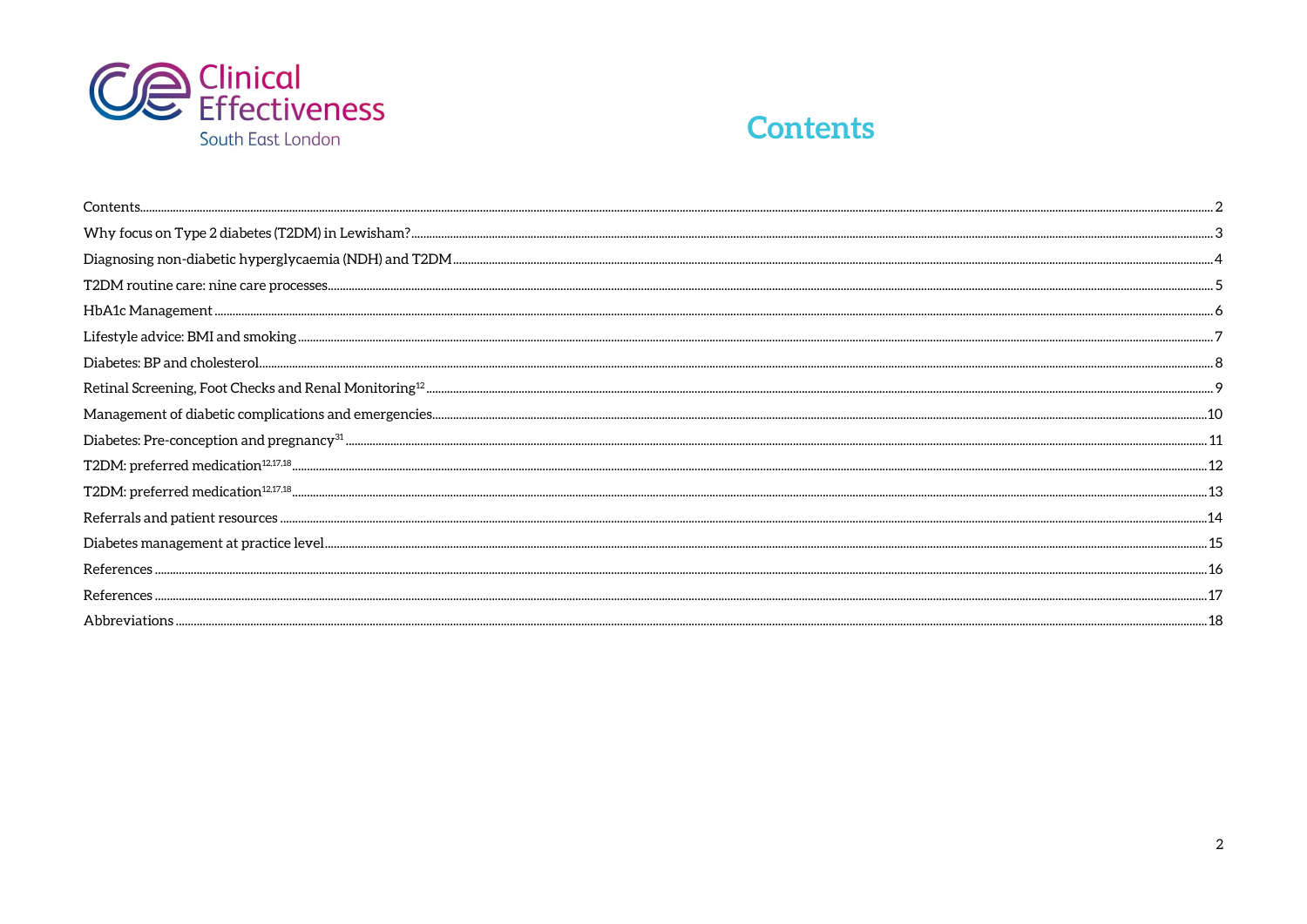Clinical Effectiveness South East London

# Contents

Contents....................................................................................................2
Why focus on Type 2 diabetes (T2DM) in Lewisham?.................................................3
Diagnosing non-diabetic hyperglycaemia (NDH) and T2DM..........................................4
T2DM routine care: nine care processes.........................................................5
HbA1c Management.........................................................................................6
Lifestyle advice: BMI and smoking.................................................................7
Diabetes: BP and cholesterol.......................................................................8
Retinal Screening, Foot Checks and Renal Monitoring[12]....................................9
Management of diabetic complications and emergencies......................................10
Diabetes: Pre-conception and pregnancy[31].....................................................11
T2DM: preferred medication[12,17,18].................................................................12
T2DM: preferred medication[12,17,18].................................................................13
Referrals and patient resources....................................................................14
Diabetes management at practice level...........................................................15
References..................................................................................................16
References..................................................................................................17
Abbreviations...............................................................................................18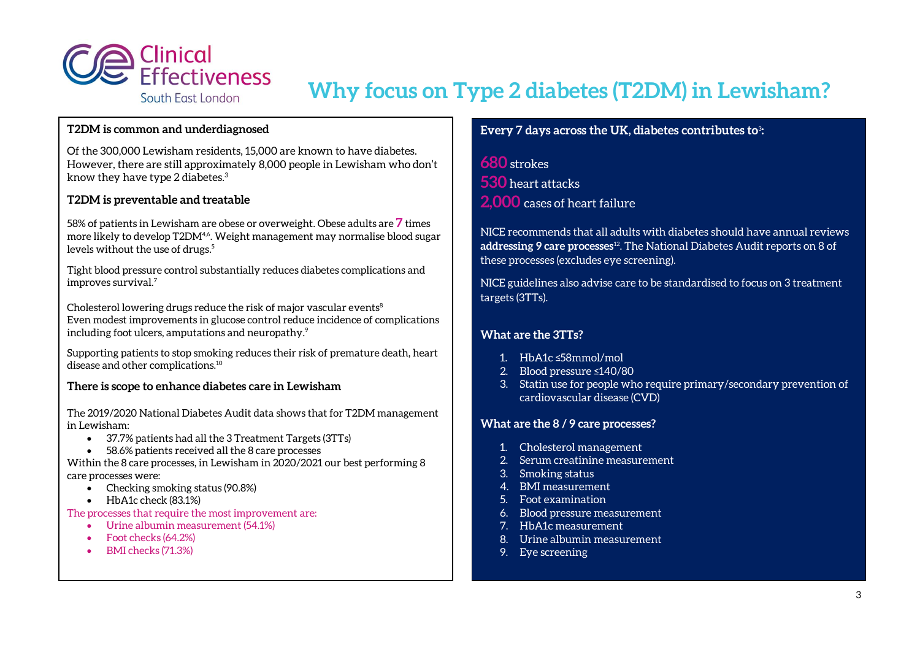Clinical Effectiveness South East London

# Why focus on Type 2 diabetes (T2DM) in Lewisham?

**T2DM is common and underdiagnosed**

Of the 300,000 Lewisham residents, 15,000 are known to have diabetes. However, there are still approximately 8,000 people in Lewisham who don't know they have type 2 diabetes.[3]

**T2DM is preventable and treatable**

58% of patients in Lewisham are obese or overweight. Obese adults are **7** times more likely to develop T2DM[4,6]. Weight management may normalise blood sugar levels without the use of drugs.[5]

Tight blood pressure control substantially reduces diabetes complications and improves survival.[7]

Cholesterol lowering drugs reduce the risk of major vascular events[8]
Even modest improvements in glucose control reduce incidence of complications including foot ulcers, amputations and neuropathy.[9]

Supporting patients to stop smoking reduces their risk of premature death, heart disease and other complications.[10]

**There is scope to enhance diabetes care in Lewisham**

The 2019/2020 National Diabetes Audit data shows that for T2DM management in Lewisham:

- 37.7% patients had all the 3 Treatment Targets (3TTs)
- 58.6% patients received all the 8 care processes

Within the 8 care processes, in Lewisham in 2020/2021 our best performing 8 care processes were:

- Checking smoking status (90.8%)
- HbA1c check (83.1%)

The processes that require the most improvement are:

- Urine albumin measurement (54.1%)
- Foot checks (64.2%)
- BMI checks (71.3%)

**Every 7 days across the UK, diabetes contributes to[3]:**

**680** strokes
**530** heart attacks
**2,000** cases of heart failure

NICE recommends that all adults with diabetes should have annual reviews **addressing 9 care processes**[12]. The National Diabetes Audit reports on 8 of these processes (excludes eye screening).

NICE guidelines also advise care to be standardised to focus on 3 treatment targets (3TTs).

**What are the 3TTs?**

1. HbA1c ≤58mmol/mol
2. Blood pressure ≤140/80
3. Statin use for people who require primary/secondary prevention of cardiovascular disease (CVD)

**What are the 8 / 9 care processes?**

1. Cholesterol management
2. Serum creatinine measurement
3. Smoking status
4. BMI measurement
5. Foot examination
6. Blood pressure measurement
7. HbA1c measurement
8. Urine albumin measurement
9. Eye screening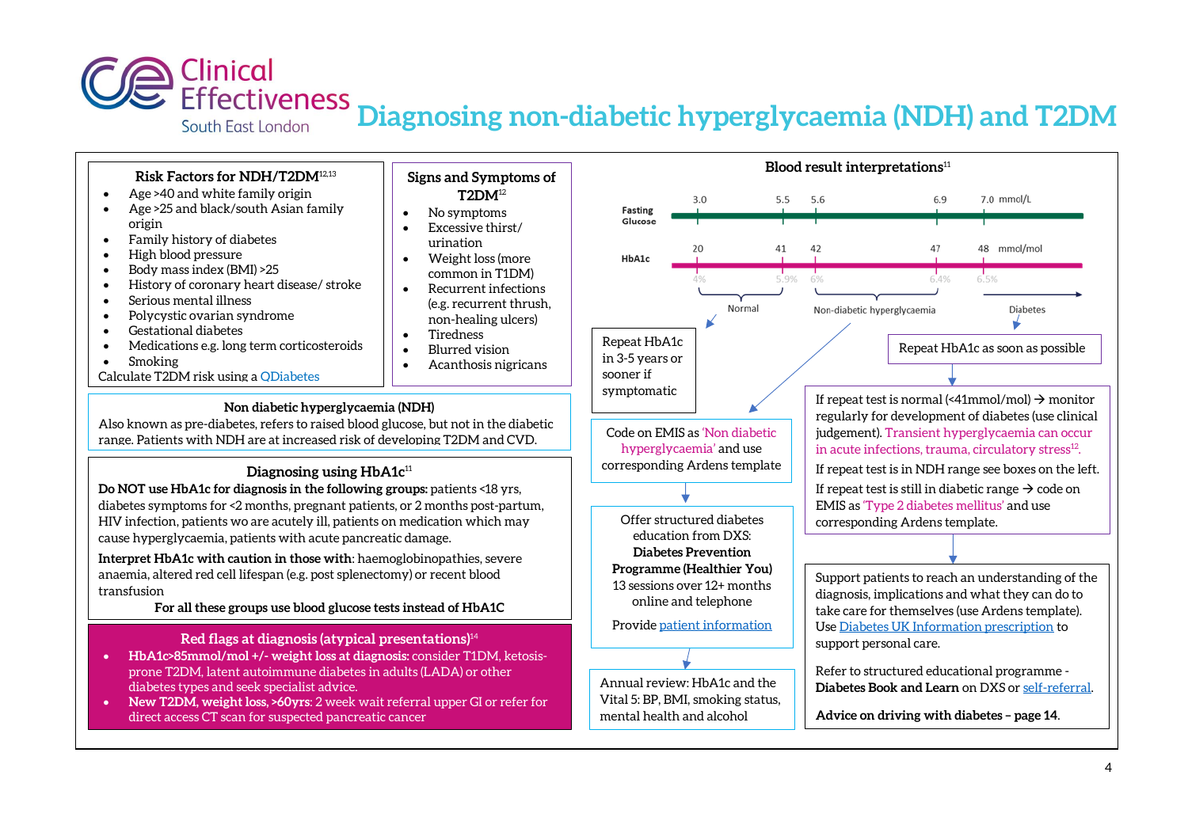# Diagnosing non-diabetic hyperglycaemia (NDH) and T2DM

### Risk Factors for NDH/T2DM[12,13]

- Age >40 and white family origin
- Age >25 and black/south Asian family origin
- Family history of diabetes
- High blood pressure
- Body mass index (BMI) >25
- History of coronary heart disease/ stroke
- Serious mental illness
- Polycystic ovarian syndrome
- Gestational diabetes
- Medications e.g. long term corticosteroids
- Smoking

Calculate T2DM risk using a QDiabetes

### Signs and Symptoms of T2DM[12]

- No symptoms
- Excessive thirst/ urination
- Weight loss (more common in T1DM)
- Recurrent infections (e.g. recurrent thrush, non-healing ulcers)
- Tiredness
- Blurred vision
- Acanthosis nigricans

### Non diabetic hyperglycaemia (NDH)

Also known as pre-diabetes, refers to raised blood glucose, but not in the diabetic range. Patients with NDH are at increased risk of developing T2DM and CVD.

### Diagnosing using HbA1c[11]

**Do NOT use HbA1c for diagnosis in the following groups:** patients <18 yrs, diabetes symptoms for <2 months, pregnant patients, or 2 months post-partum, HIV infection, patients wo are acutely ill, patients on medication which may cause hyperglycaemia, patients with acute pancreatic damage.

**Interpret HbA1c with caution in those with**: haemoglobinopathies, severe anaemia, altered red cell lifespan (e.g. post splenectomy) or recent blood transfusion

**For all these groups use blood glucose tests instead of HbA1C**

### Red flags at diagnosis (atypical presentations)[14]

- **HbA1c>85mmol/mol +/- weight loss at diagnosis:** consider T1DM, ketosis-prone T2DM, latent autoimmune diabetes in adults (LADA) or other diabetes types and seek specialist advice.
- **New T2DM, weight loss, >60yrs**: 2 week wait referral upper GI or refer for direct access CT scan for suspected pancreatic cancer

### Blood result interpretations[11]

Fasting Glucose: 3.0, 5.5, 5.6, 6.9, 7.0 mmol/L

HbA1c: 20, 41, 42, 47, 48 mmol/mol

4%, 5.9%, 6%, 6.4%, 6.5%

Normal | Non-diabetic hyperglycaemia | Diabetes

**Normal:** Repeat HbA1c in 3-5 years or sooner if symptomatic

**Non-diabetic hyperglycaemia:**

Code on EMIS as 'Non diabetic hyperglycaemia' and use corresponding Ardens template

↓

Offer structured diabetes education from DXS: **Diabetes Prevention Programme (Healthier You)** 13 sessions over 12+ months online and telephone

Provide patient information

↓

Annual review: HbA1c and the Vital 5: BP, BMI, smoking status, mental health and alcohol

**Diabetes:**

Repeat HbA1c as soon as possible

↓

If repeat test is normal (<41mmol/mol) → monitor regularly for development of diabetes (use clinical judgement). Transient hyperglycaemia can occur in acute infections, trauma, circulatory stress[12].

If repeat test is in NDH range see boxes on the left.

If repeat test is still in diabetic range → code on EMIS as 'Type 2 diabetes mellitus' and use corresponding Ardens template.

↓

Support patients to reach an understanding of the diagnosis, implications and what they can do to take care for themselves (use Ardens template). Use Diabetes UK Information prescription to support personal care.

Refer to structured educational programme - **Diabetes Book and Learn** on DXS or self-referral.

**Advice on driving with diabetes – page 14**.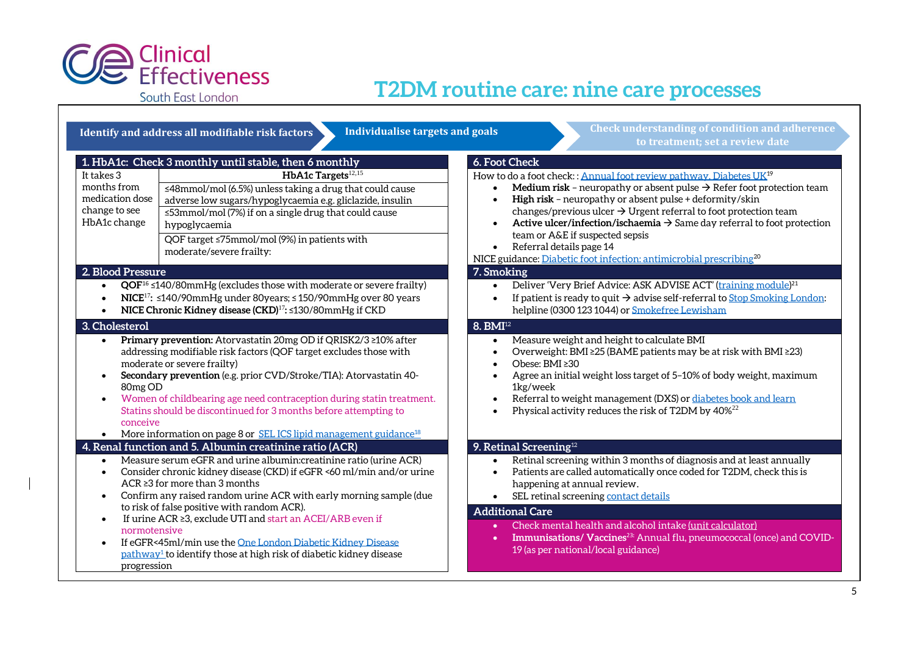# T2DM routine care: nine care processes

Identify and address all modifiable risk factors → Individualise targets and goals → Check understanding of condition and adherence to treatment; set a review date

## 1. HbA1c: Check 3 monthly until stable, then 6 monthly

| It takes 3 months from medication dose change to see HbA1c change | **HbA1c Targets**[12,15] |
|---|---|
| | ≤48mmol/mol (6.5%) unless taking a drug that could cause adverse low sugars/hypoglycaemia e.g. gliclazide, insulin |
| | ≤53mmol/mol (7%) if on a single drug that could cause hypoglycaemia |
| | QOF target ≤75mmol/mol (9%) in patients with moderate/severe frailty: |

## 2. Blood Pressure

- **QOF**[16] ≤140/80mmHg (excludes those with moderate or severe frailty)
- **NICE**[17]: ≤140/90mmHg under 80years; ≤ 150/90mmHg over 80 years
- **NICE Chronic Kidney disease (CKD)**[17]: ≤130/80mmHg if CKD

## 3. Cholesterol

- **Primary prevention:** Atorvastatin 20mg OD if QRISK2/3 ≥10% after addressing modifiable risk factors (QOF target excludes those with moderate or severe frailty)
- **Secondary prevention** (e.g. prior CVD/Stroke/TIA): Atorvastatin 40-80mg OD
- Women of childbearing age need contraception during statin treatment. Statins should be discontinued for 3 months before attempting to conceive
- More information on page 8 or SEL ICS lipid management guidance[18]

## 4. Renal function and 5. Albumin creatinine ratio (ACR)

- Measure serum eGFR and urine albumin:creatinine ratio (urine ACR)
- Consider chronic kidney disease (CKD) if eGFR <60 ml/min and/or urine ACR ≥3 for more than 3 months
- Confirm any raised random urine ACR with early morning sample (due to risk of false positive with random ACR).
- If urine ACR ≥3, exclude UTI and start an ACEI/ARB even if normotensive
- If eGFR<45ml/min use the One London Diabetic Kidney Disease pathway[1] to identify those at high risk of diabetic kidney disease progression

## 6. Foot Check

How to do a foot check: : Annual foot review pathway, Diabetes UK[19]

- **Medium risk** – neuropathy or absent pulse → Refer foot protection team
- **High risk** – neuropathy or absent pulse + deformity/skin changes/previous ulcer → Urgent referral to foot protection team
- **Active ulcer/infection/ischaemia** → Same day referral to foot protection team or A&E if suspected sepsis
- Referral details page 14

NICE guidance: Diabetic foot infection: antimicrobial prescribing[20]

## 7. Smoking

- Deliver 'Very Brief Advice: ASK ADVISE ACT' (training module)[21]
- If patient is ready to quit → advise self-referral to Stop Smoking London: helpline (0300 123 1044) or Smokefree Lewisham

## 8. BMI[12]

- Measure weight and height to calculate BMI
- Overweight: BMI ≥25 (BAME patients may be at risk with BMI ≥23)
- Obese: BMI ≥30
- Agree an initial weight loss target of 5–10% of body weight, maximum 1kg/week
- Referral to weight management (DXS) or diabetes book and learn
- Physical activity reduces the risk of T2DM by 40%[22]

## 9. Retinal Screening[12]

- Retinal screening within 3 months of diagnosis and at least annually
- Patients are called automatically once coded for T2DM, check this is happening at annual review.
- SEL retinal screening contact details

## Additional Care

- Check mental health and alcohol intake (unit calculator)
- **Immunisations/ Vaccines**[23]: Annual flu, pneumococcal (once) and COVID-19 (as per national/local guidance)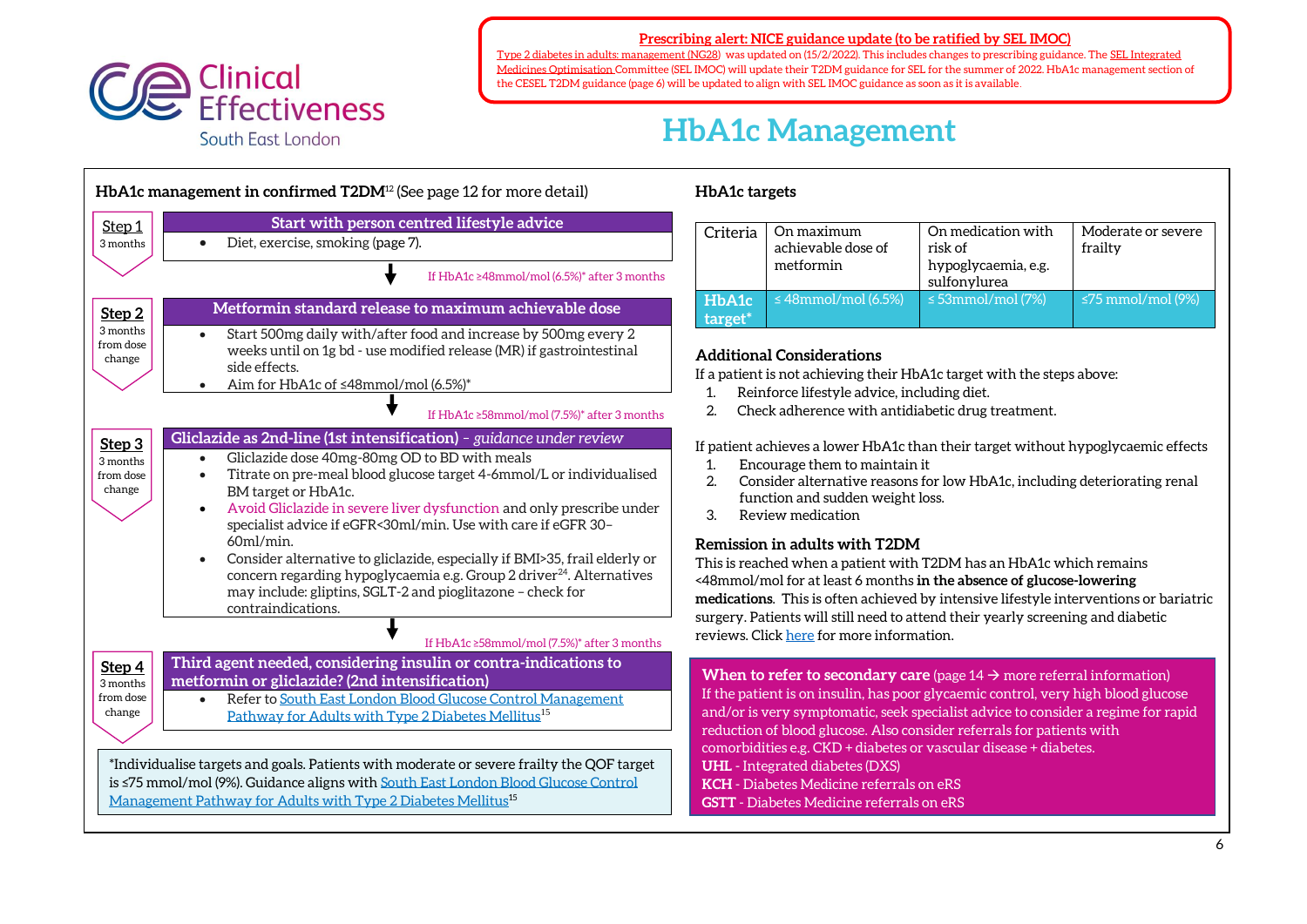Clinical Effectiveness South East London

**Prescribing alert: NICE guidance update (to be ratified by SEL IMOC)**

Type 2 diabetes in adults: management (NG28) was updated on (15/2/2022). This includes changes to prescribing guidance. The SEL Integrated Medicines Optimisation Committee (SEL IMOC) will update their T2DM guidance for SEL for the summer of 2022. HbA1c management section of the CESEL T2DM guidance (page 6) will be updated to align with SEL IMOC guidance as soon as it is available.

# HbA1c Management

## HbA1c management in confirmed T2DM[12] (See page 12 for more detail)

**Step 1** – 3 months

**Start with person centred lifestyle advice**

- Diet, exercise, smoking (page 7).

If HbA1c ≥48mmol/mol (6.5%)* after 3 months

**Step 2** – 3 months from dose change

**Metformin standard release to maximum achievable dose**

- Start 500mg daily with/after food and increase by 500mg every 2 weeks until on 1g bd - use modified release (MR) if gastrointestinal side effects.
- Aim for HbA1c of ≤48mmol/mol (6.5%)*

If HbA1c ≥58mmol/mol (7.5%)* after 3 months

**Step 3** – 3 months from dose change

**Gliclazide as 2nd-line (1st intensification)** – *guidance under review*

- Gliclazide dose 40mg-80mg OD to BD with meals
- Titrate on pre-meal blood glucose target 4-6mmol/L or individualised BM target or HbA1c.
- Avoid Gliclazide in severe liver dysfunction and only prescribe under specialist advice if eGFR<30ml/min. Use with care if eGFR 30–60ml/min.
- Consider alternative to gliclazide, especially if BMI>35, frail elderly or concern regarding hypoglycaemia e.g. Group 2 driver[24]. Alternatives may include: gliptins, SGLT-2 and pioglitazone – check for contraindications.

If HbA1c ≥58mmol/mol (7.5%)* after 3 months

**Step 4** – 3 months from dose change

**Third agent needed, considering insulin or contra-indications to metformin or gliclazide? (2nd intensification)**

- Refer to South East London Blood Glucose Control Management Pathway for Adults with Type 2 Diabetes Mellitus[15]

*Individualise targets and goals. Patients with moderate or severe frailty the QOF target is ≤75 mmol/mol (9%). Guidance aligns with South East London Blood Glucose Control Management Pathway for Adults with Type 2 Diabetes Mellitus[15]

## HbA1c targets

| Criteria | On maximum achievable dose of metformin | On medication with risk of hypoglycaemia, e.g. sulfonylurea | Moderate or severe frailty |
|---|---|---|---|
| **HbA1c target*** | ≤ 48mmol/mol (6.5%) | ≤ 53mmol/mol (7%) | ≤75 mmol/mol (9%) |

### Additional Considerations

If a patient is not achieving their HbA1c target with the steps above:

1. Reinforce lifestyle advice, including diet.
2. Check adherence with antidiabetic drug treatment.

If patient achieves a lower HbA1c than their target without hypoglycaemic effects

1. Encourage them to maintain it
2. Consider alternative reasons for low HbA1c, including deteriorating renal function and sudden weight loss.
3. Review medication

### Remission in adults with T2DM

This is reached when a patient with T2DM has an HbA1c which remains <48mmol/mol for at least 6 months **in the absence of glucose-lowering medications**. This is often achieved by intensive lifestyle interventions or bariatric surgery. Patients will still need to attend their yearly screening and diabetic reviews. Click here for more information.

**When to refer to secondary care** (page 14 → more referral information)

If the patient is on insulin, has poor glycaemic control, very high blood glucose and/or is very symptomatic, seek specialist advice to consider a regime for rapid reduction of blood glucose. Also consider referrals for patients with comorbidities e.g. CKD + diabetes or vascular disease + diabetes.

**UHL** - Integrated diabetes (DXS)
**KCH** - Diabetes Medicine referrals on eRS
**GSTT** - Diabetes Medicine referrals on eRS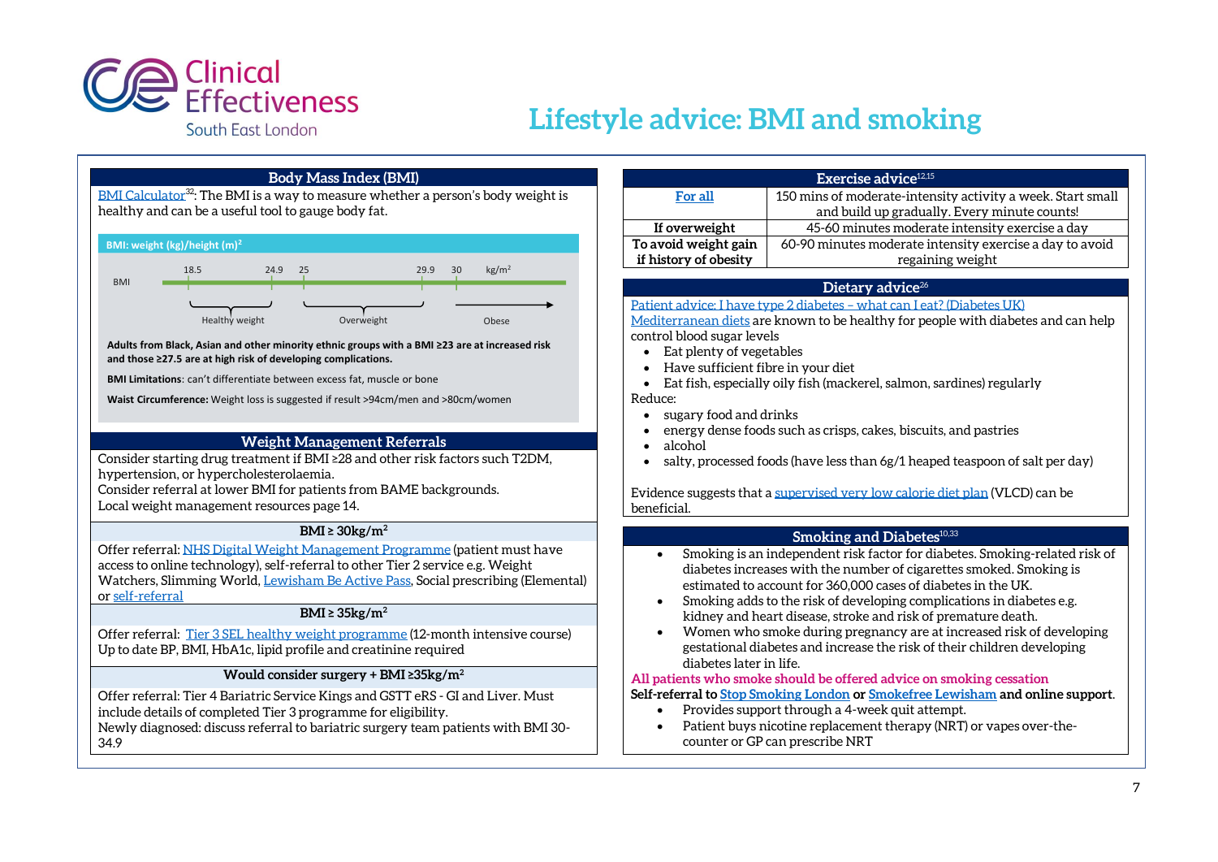# Lifestyle advice: BMI and smoking

## Body Mass Index (BMI)

BMI Calculator[32]: The BMI is a way to measure whether a person's body weight is healthy and can be a useful tool to gauge body fat.

**BMI: weight (kg)/height (m)$^2$**

BMI

18.5 24.9 25 29.9 30 kg/m$^2$

Healthy weight
Overweight
Obese

**Adults from Black, Asian and other minority ethnic groups with a BMI ≥23 are at increased risk and those ≥27.5 are at high risk of developing complications.**

**BMI Limitations**: can't differentiate between excess fat, muscle or bone

**Waist Circumference:** Weight loss is suggested if result >94cm/men and >80cm/women

## Weight Management Referrals

Consider starting drug treatment if BMI ≥28 and other risk factors such T2DM, hypertension, or hypercholesterolaemia.
Consider referral at lower BMI for patients from BAME backgrounds.
Local weight management resources page 14.

### BMI ≥ 30kg/m$^2$

Offer referral: NHS Digital Weight Management Programme (patient must have access to online technology), self-referral to other Tier 2 service e.g. Weight Watchers, Slimming World, Lewisham Be Active Pass, Social prescribing (Elemental) or self-referral

### BMI ≥ 35kg/m$^2$

Offer referral: Tier 3 SEL healthy weight programme (12-month intensive course)
Up to date BP, BMI, HbA1c, lipid profile and creatinine required

### Would consider surgery + BMI ≥35kg/m$^2$

Offer referral: Tier 4 Bariatric Service Kings and GSTT eRS - GI and Liver. Must include details of completed Tier 3 programme for eligibility.
Newly diagnosed: discuss referral to bariatric surgery team patients with BMI 30-34.9

## Exercise advice[12,15]

| | |
|---|---|
| For all | 150 mins of moderate-intensity activity a week. Start small and build up gradually. Every minute counts! |
| **If overweight** | 45-60 minutes moderate intensity exercise a day |
| **To avoid weight gain if history of obesity** | 60-90 minutes moderate intensity exercise a day to avoid regaining weight |

## Dietary advice[26]

Patient advice: I have type 2 diabetes – what can I eat? (Diabetes UK)
Mediterranean diets are known to be healthy for people with diabetes and can help control blood sugar levels

- Eat plenty of vegetables
- Have sufficient fibre in your diet
- Eat fish, especially oily fish (mackerel, salmon, sardines) regularly

Reduce:

- sugary food and drinks
- energy dense foods such as crisps, cakes, biscuits, and pastries
- alcohol
- salty, processed foods (have less than 6g/1 heaped teaspoon of salt per day)

Evidence suggests that a supervised very low calorie diet plan (VLCD) can be beneficial.

## Smoking and Diabetes[10,33]

- Smoking is an independent risk factor for diabetes. Smoking-related risk of diabetes increases with the number of cigarettes smoked. Smoking is estimated to account for 360,000 cases of diabetes in the UK.
- Smoking adds to the risk of developing complications in diabetes e.g. kidney and heart disease, stroke and risk of premature death.
- Women who smoke during pregnancy are at increased risk of developing gestational diabetes and increase the risk of their children developing diabetes later in life.

**All patients who smoke should be offered advice on smoking cessation**

**Self-referral to Stop Smoking London or Smokefree Lewisham and online support.**

- Provides support through a 4-week quit attempt.
- Patient buys nicotine replacement therapy (NRT) or vapes over-the-counter or GP can prescribe NRT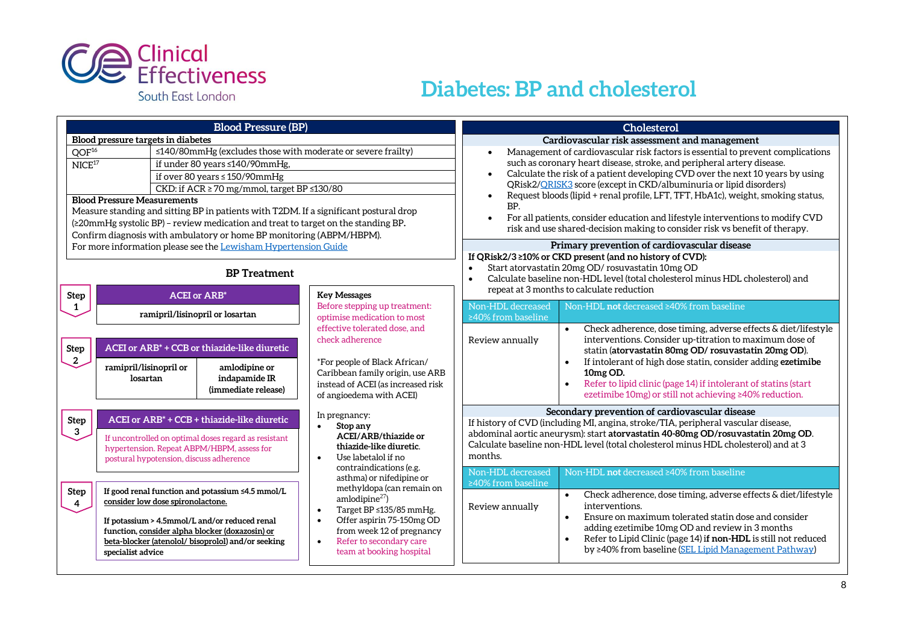# Diabetes: BP and cholesterol

## Blood Pressure (BP)

**Blood pressure targets in diabetes**

| | |
|---|---|
| QOF[16] | ≤140/80mmHg (excludes those with moderate or severe frailty) |
| NICE[17] | if under 80 years ≤140/90mmHg, |
| | if over 80 years ≤ 150/90mmHg |
| | CKD: if ACR ≥ 70 mg/mmol, target BP ≤130/80 |

**Blood Pressure Measurements**

Measure standing and sitting BP in patients with T2DM. If a significant postural drop (≥20mmHg systolic BP) – review medication and treat to target on the standing BP.
Confirm diagnosis with ambulatory or home BP monitoring (ABPM/HBPM).
For more information please see the Lewisham Hypertension Guide

### BP Treatment

**Step 1** – **ACEI or ARB***
- **ramipril/lisinopril or losartan**

**Step 2** – **ACEI or ARB* + CCB or thiazide-like diuretic**

| | |
|---|---|
| **ramipril/lisinopril or losartan** | **amlodipine or indapamide IR (immediate release)** |

**Step 3** – **ACEI or ARB* + CCB + thiazide-like diuretic**

If uncontrolled on optimal doses regard as resistant hypertension. Repeat ABPM/HBPM, assess for postural hypotension, discuss adherence

**Step 4**

**If good renal function and potassium ≤4.5 mmol/L consider low dose spironolactone.**

**If potassium > 4.5mmol/L and/or reduced renal function, consider alpha blocker (doxazosin) or beta-blocker (atenolol/ bisoprolol) and/or seeking specialist advice**

**Key Messages**

Before stepping up treatment: optimise medication to most effective tolerated dose, and check adherence

*For people of Black African/ Caribbean family origin, use ARB instead of ACEI (as increased risk of angioedema with ACEI)

In pregnancy:
- **Stop any ACEI/ARB/thiazide or thiazide-like diuretic.**
- Use labetalol if no contraindications (e.g. asthma) or nifedipine or methyldopa (can remain on amlodipine[27])
- Target BP ≤135/85 mmHg.
- Offer aspirin 75-150mg OD from week 12 of pregnancy
- Refer to secondary care team at booking hospital

## Cholesterol

### Cardiovascular risk assessment and management

- Management of cardiovascular risk factors is essential to prevent complications such as coronary heart disease, stroke, and peripheral artery disease.
- Calculate the risk of a patient developing CVD over the next 10 years by using QRisk2/QRISK3 score (except in CKD/albuminuria or lipid disorders)
- Request bloods (lipid + renal profile, LFT, TFT, HbA1c), weight, smoking status, BP.
- For all patients, consider education and lifestyle interventions to modify CVD risk and use shared-decision making to consider risk vs benefit of therapy.

### Primary prevention of cardiovascular disease

**If QRisk2/3 ≥10% or CKD present (and no history of CVD):**
- Start atorvastatin 20mg OD/ rosuvastatin 10mg OD
- Calculate baseline non-HDL level (total cholesterol minus HDL cholesterol) and repeat at 3 months to calculate reduction

| Non-HDL decreased ≥40% from baseline | Non-HDL **not** decreased ≥40% from baseline |
|---|---|
| Review annually | • Check adherence, dose timing, adverse effects & diet/lifestyle interventions. Consider up-titration to maximum dose of statin (**atorvastatin 80mg OD/ rosuvastatin 20mg OD**).<br>• If intolerant of high dose statin, consider adding **ezetimibe 10mg OD.**<br>• Refer to lipid clinic (page 14) if intolerant of statins (start ezetimibe 10mg) or still not achieving ≥40% reduction. |

### Secondary prevention of cardiovascular disease

If history of CVD (including MI, angina, stroke/TIA, peripheral vascular disease, abdominal aortic aneurysm): start **atorvastatin 40-80mg OD/rosuvastatin 20mg OD**. Calculate baseline non-HDL level (total cholesterol minus HDL cholesterol) and at 3 months.

| Non-HDL decreased ≥40% from baseline | Non-HDL **not** decreased ≥40% from baseline |
|---|---|
| Review annually | • Check adherence, dose timing, adverse effects & diet/lifestyle interventions.<br>• Ensure on maximum tolerated statin dose and consider adding ezetimibe 10mg OD and review in 3 months<br>• Refer to Lipid Clinic (page 14) **if non-HDL** is still not reduced by ≥40% from baseline (SEL Lipid Management Pathway) |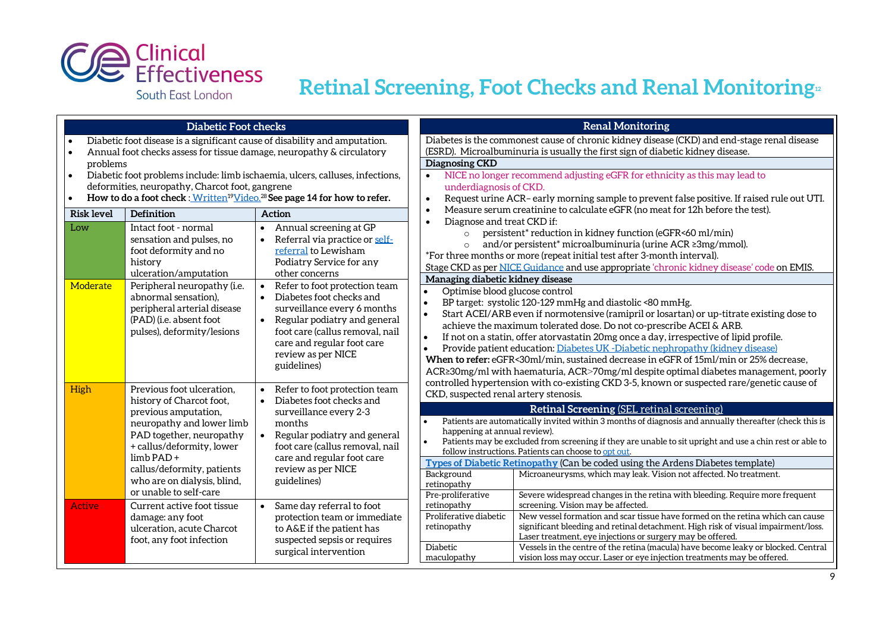# Retinal Screening, Foot Checks and Renal Monitoring[12]

## Diabetic Foot checks

- Diabetic foot disease is a significant cause of disability and amputation.
- Annual foot checks assess for tissue damage, neuropathy & circulatory problems
- Diabetic foot problems include: limb ischaemia, ulcers, calluses, infections, deformities, neuropathy, Charcot foot, gangrene
- **How to do a foot check** : Written[19] Video.[28] **See page 14 for how to refer.**

| Risk level | Definition | Action |
|---|---|---|
| Low | Intact foot - normal sensation and pulses, no foot deformity and no history ulceration/amputation | • Annual screening at GP<br>• Referral via practice or self-referral to Lewisham Podiatry Service for any other concerns |
| Moderate | Peripheral neuropathy (i.e. abnormal sensation), peripheral arterial disease (PAD) (i.e. absent foot pulses), deformity/lesions | • Refer to foot protection team<br>• Diabetes foot checks and surveillance every 6 months<br>• Regular podiatry and general foot care (callus removal, nail care and regular foot care review as per NICE guidelines) |
| High | Previous foot ulceration, history of Charcot foot, previous amputation, neuropathy and lower limb PAD together, neuropathy + callus/deformity, lower limb PAD + callus/deformity, patients who are on dialysis, blind, or unable to self-care | • Refer to foot protection team<br>• Diabetes foot checks and surveillance every 2-3 months<br>• Regular podiatry and general foot care (callus removal, nail care and regular foot care review as per NICE guidelines) |
| Active | Current active foot tissue damage: any foot ulceration, acute Charcot foot, any foot infection | • Same day referral to foot protection team or immediate to A&E if the patient has suspected sepsis or requires surgical intervention |

## Renal Monitoring

Diabetes is the commonest cause of chronic kidney disease (CKD) and end-stage renal disease (ESRD). Microalbuminuria is usually the first sign of diabetic kidney disease.

### Diagnosing CKD

- NICE no longer recommend adjusting eGFR for ethnicity as this may lead to underdiagnosis of CKD.
- Request urine ACR– early morning sample to prevent false positive. If raised rule out UTI.
- Measure serum creatinine to calculate eGFR (no meat for 12h before the test).
- Diagnose and treat CKD if:
  - persistent* reduction in kidney function (eGFR<60 ml/min)
  - and/or persistent* microalbuminuria (urine ACR ≥3mg/mmol).

*For three months or more (repeat initial test after 3-month interval).

Stage CKD as per NICE Guidance and use appropriate 'chronic kidney disease' code on EMIS.

### Managing diabetic kidney disease

- Optimise blood glucose control
- BP target: systolic 120-129 mmHg and diastolic <80 mmHg.
- Start ACEI/ARB even if normotensive (ramipril or losartan) or up-titrate existing dose to achieve the maximum tolerated dose. Do not co-prescribe ACEI & ARB.
- If not on a statin, offer atorvastatin 20mg once a day, irrespective of lipid profile.
- Provide patient education: Diabetes UK -Diabetic nephropathy (kidney disease)

**When to refer:** eGFR<30ml/min, sustained decrease in eGFR of 15ml/min or 25% decrease, ACR≥30mg/ml with haematuria, ACR>70mg/ml despite optimal diabetes management, poorly controlled hypertension with co-existing CKD 3-5, known or suspected rare/genetic cause of CKD, suspected renal artery stenosis.

## Retinal Screening (SEL retinal screening)

- Patients are automatically invited within 3 months of diagnosis and annually thereafter (check this is happening at annual review).
- Patients may be excluded from screening if they are unable to sit upright and use a chin rest or able to follow instructions. Patients can choose to opt out.

| Types of Diabetic Retinopathy (Can be coded using the Ardens Diabetes template) | |
|---|---|
| Background retinopathy | Microaneurysms, which may leak. Vision not affected. No treatment. |
| Pre-proliferative retinopathy | Severe widespread changes in the retina with bleeding. Require more frequent screening. Vision may be affected. |
| Proliferative diabetic retinopathy | New vessel formation and scar tissue have formed on the retina which can cause significant bleeding and retinal detachment. High risk of visual impairment/loss. Laser treatment, eye injections or surgery may be offered. |
| Diabetic maculopathy | Vessels in the centre of the retina (macula) have become leaky or blocked. Central vision loss may occur. Laser or eye injection treatments may be offered. |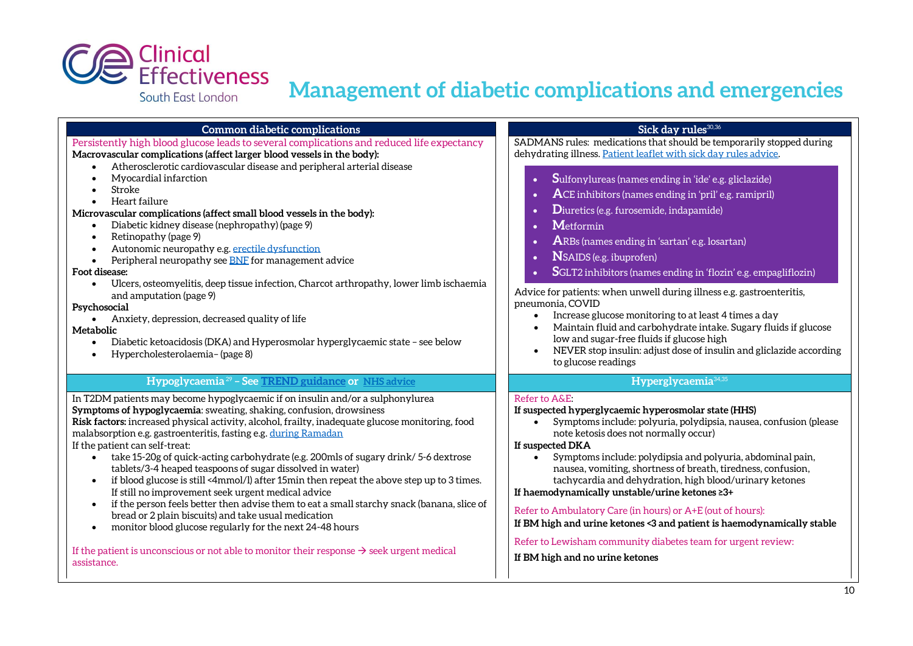# Management of diabetic complications and emergencies

## Common diabetic complications

Persistently high blood glucose leads to several complications and reduced life expectancy

**Macrovascular complications (affect larger blood vessels in the body):**

- Atherosclerotic cardiovascular disease and peripheral arterial disease
- Myocardial infarction
- Stroke
- Heart failure

**Microvascular complications (affect small blood vessels in the body):**

- Diabetic kidney disease (nephropathy) (page 9)
- Retinopathy (page 9)
- Autonomic neuropathy e.g. erectile dysfunction
- Peripheral neuropathy see BNF for management advice

**Foot disease:**

- Ulcers, osteomyelitis, deep tissue infection, Charcot arthropathy, lower limb ischaemia and amputation (page 9)

**Psychosocial**

- Anxiety, depression, decreased quality of life

**Metabolic**

- Diabetic ketoacidosis (DKA) and Hyperosmolar hyperglycaemic state – see below
- Hypercholesterolaemia– (page 8)

## Hypoglycaemia[29] – See TREND guidance or NHS advice

In T2DM patients may become hypoglycaemic if on insulin and/or a sulphonylurea

**Symptoms of hypoglycaemia**: sweating, shaking, confusion, drowsiness

**Risk factors:** increased physical activity, alcohol, frailty, inadequate glucose monitoring, food malabsorption e.g. gastroenteritis, fasting e.g. during Ramadan

If the patient can self-treat:

- take 15-20g of quick-acting carbohydrate (e.g. 200mls of sugary drink/ 5-6 dextrose tablets/3-4 heaped teaspoons of sugar dissolved in water)
- if blood glucose is still <4mmol/l) after 15min then repeat the above step up to 3 times. If still no improvement seek urgent medical advice
- if the person feels better then advise them to eat a small starchy snack (banana, slice of bread or 2 plain biscuits) and take usual medication
- monitor blood glucose regularly for the next 24-48 hours

If the patient is unconscious or not able to monitor their response → seek urgent medical assistance.

## Sick day rules[30,36]

SADMANS rules: medications that should be temporarily stopped during dehydrating illness. Patient leaflet with sick day rules advice.

- **S**ulfonylureas (names ending in 'ide' e.g. gliclazide)
- **A**CE inhibitors (names ending in 'pril' e.g. ramipril)
- **D**iuretics (e.g. furosemide, indapamide)
- **M**etformin
- **A**RBs (names ending in 'sartan' e.g. losartan)
- **N**SAIDS (e.g. ibuprofen)
- **S**GLT2 inhibitors (names ending in 'flozin' e.g. empagliflozin)

Advice for patients: when unwell during illness e.g. gastroenteritis, pneumonia, COVID

- Increase glucose monitoring to at least 4 times a day
- Maintain fluid and carbohydrate intake. Sugary fluids if glucose low and sugar-free fluids if glucose high
- NEVER stop insulin: adjust dose of insulin and gliclazide according to glucose readings

## Hyperglycaemia[34,35]

Refer to A&E:

**If suspected hyperglycaemic hyperosmolar state (HHS)**

- Symptoms include: polyuria, polydipsia, nausea, confusion (please note ketosis does not normally occur)

**If suspected DKA**

- Symptoms include: polydipsia and polyuria, abdominal pain, nausea, vomiting, shortness of breath, tiredness, confusion, tachycardia and dehydration, high blood/urinary ketones

**If haemodynamically unstable/urine ketones ≥3+**

Refer to Ambulatory Care (in hours) or A+E (out of hours):

**If BM high and urine ketones <3 and patient is haemodynamically stable**

Refer to Lewisham community diabetes team for urgent review:

**If BM high and no urine ketones**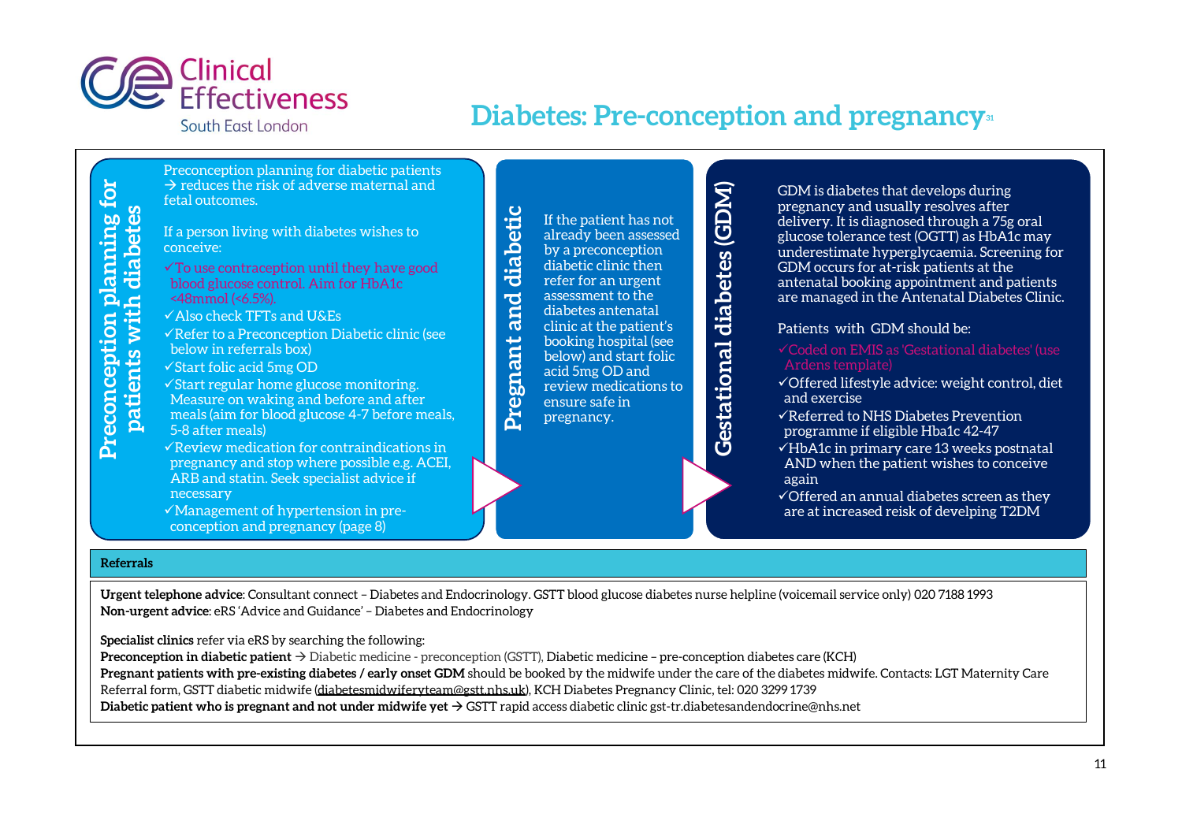# Diabetes: Pre-conception and pregnancy[31]

## Preconception planning for patients with diabetes

Preconception planning for diabetic patients → reduces the risk of adverse maternal and fetal outcomes.

If a person living with diabetes wishes to conceive:

- ✓To use contraception until they have good blood glucose control. Aim for HbA1c <48mmol (<6.5%).
- ✓Also check TFTs and U&Es
- ✓Refer to a Preconception Diabetic clinic (see below in referrals box)
- ✓Start folic acid 5mg OD
- ✓Start regular home glucose monitoring. Measure on waking and before and after meals (aim for blood glucose 4-7 before meals, 5-8 after meals)
- ✓Review medication for contraindications in pregnancy and stop where possible e.g. ACEI, ARB and statin. Seek specialist advice if necessary
- ✓Management of hypertension in pre-conception and pregnancy (page 8)

## Pregnant and diabetic

If the patient has not already been assessed by a preconception diabetic clinic then refer for an urgent assessment to the diabetes antenatal clinic at the patient's booking hospital (see below) and start folic acid 5mg OD and review medications to ensure safe in pregnancy.

## Gestational diabetes (GDM)

GDM is diabetes that develops during pregnancy and usually resolves after delivery. It is diagnosed through a 75g oral glucose tolerance test (OGTT) as HbA1c may underestimate hyperglycaemia. Screening for GDM occurs for at-risk patients at the antenatal booking appointment and patients are managed in the Antenatal Diabetes Clinic.

Patients with GDM should be:

- ✓Coded on EMIS as 'Gestational diabetes' (use Ardens template)
- ✓Offered lifestyle advice: weight control, diet and exercise
- ✓Referred to NHS Diabetes Prevention programme if eligible Hba1c 42-47
- ✓HbA1c in primary care 13 weeks postnatal AND when the patient wishes to conceive again
- ✓Offered an annual diabetes screen as they are at increased reisk of develping T2DM

## Referrals

**Urgent telephone advice**: Consultant connect – Diabetes and Endocrinology. GSTT blood glucose diabetes nurse helpline (voicemail service only) 020 7188 1993
**Non-urgent advice**: eRS 'Advice and Guidance' – Diabetes and Endocrinology

**Specialist clinics** refer via eRS by searching the following:
**Preconception in diabetic patient** → Diabetic medicine - preconception (GSTT), Diabetic medicine – pre-conception diabetes care (KCH)
**Pregnant patients with pre-existing diabetes / early onset GDM** should be booked by the midwife under the care of the diabetes midwife. Contacts: LGT Maternity Care Referral form, GSTT diabetic midwife (diabetesmidwiferyteam@gstt.nhs.uk), KCH Diabetes Pregnancy Clinic, tel: 020 3299 1739
**Diabetic patient who is pregnant and not under midwife yet** → GSTT rapid access diabetic clinic gst-tr.diabetesandendocrine@nhs.net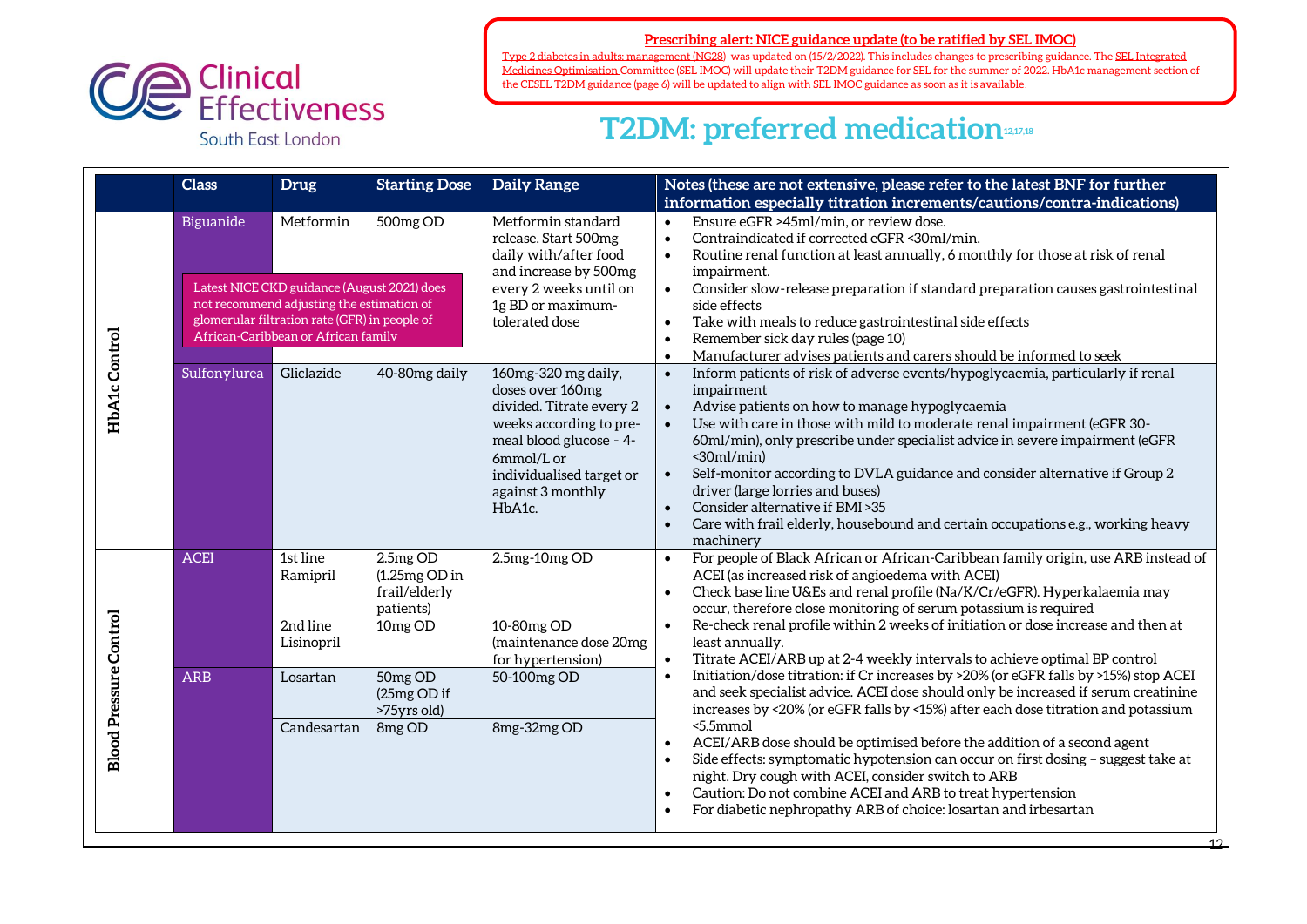Clinical Effectiveness
South East London

**Prescribing alert: NICE guidance update (to be ratified by SEL IMOC)**

Type 2 diabetes in adults: management (NG28) was updated on (15/2/2022). This includes changes to prescribing guidance. The SEL Integrated Medicines Optimisation Committee (SEL IMOC) will update their T2DM guidance for SEL for the summer of 2022. HbA1c management section of the CESEL T2DM guidance (page 6) will be updated to align with SEL IMOC guidance as soon as it is available.

# T2DM: preferred medication[12,17,18]

| | Class | Drug | Starting Dose | Daily Range | Notes (these are not extensive, please refer to the latest BNF for further information especially titration increments/cautions/contra-indications) |
|---|---|---|---|---|---|
| **HbA1c Control** | Biguanide | Metformin | 500mg OD | Metformin standard release. Start 500mg daily with/after food and increase by 500mg every 2 weeks until on 1g BD or maximum-tolerated dose | • Ensure eGFR >45ml/min, or review dose.<br>• Contraindicated if corrected eGFR <30ml/min.<br>• Routine renal function at least annually, 6 monthly for those at risk of renal impairment.<br>• Consider slow-release preparation if standard preparation causes gastrointestinal side effects<br>• Take with meals to reduce gastrointestinal side effects<br>• Remember sick day rules (page 10)<br>• Manufacturer advises patients and carers should be informed to seek |
| | Latest NICE CKD guidance (August 2021) does not recommend adjusting the estimation of glomerular filtration rate (GFR) in people of African-Caribbean or African family | | | | |
| | Sulfonylurea | Gliclazide | 40-80mg daily | 160mg-320 mg daily, doses over 160mg divided. Titrate every 2 weeks according to pre-meal blood glucose - 4-6mmol/L or individualised target or against 3 monthly HbA1c. | • Inform patients of risk of adverse events/hypoglycaemia, particularly if renal impairment<br>• Advise patients on how to manage hypoglycaemia<br>• Use with care in those with mild to moderate renal impairment (eGFR 30-60ml/min), only prescribe under specialist advice in severe impairment (eGFR <30ml/min)<br>• Self-monitor according to DVLA guidance and consider alternative if Group 2 driver (large lorries and buses)<br>• Consider alternative if BMI >35<br>• Care with frail elderly, housebound and certain occupations e.g., working heavy machinery |
| **Blood Pressure Control** | ACEI | 1st line Ramipril | 2.5mg OD (1.25mg OD in frail/elderly patients) | 2.5mg-10mg OD | • For people of Black African or African-Caribbean family origin, use ARB instead of ACEI (as increased risk of angioedema with ACEI)<br>• Check base line U&Es and renal profile (Na/K/Cr/eGFR). Hyperkalaemia may occur, therefore close monitoring of serum potassium is required<br>• Re-check renal profile within 2 weeks of initiation or dose increase and then at least annually.<br>• Titrate ACEI/ARB up at 2-4 weekly intervals to achieve optimal BP control<br>• Initiation/dose titration: if Cr increases by >20% (or eGFR falls by >15%) stop ACEI and seek specialist advice. ACEI dose should only be increased if serum creatinine increases by <20% (or eGFR falls by <15%) after each dose titration and potassium <5.5mmol<br>• ACEI/ARB dose should be optimised before the addition of a second agent<br>• Side effects: symptomatic hypotension can occur on first dosing – suggest take at night. Dry cough with ACEI, consider switch to ARB<br>• Caution: Do not combine ACEI and ARB to treat hypertension<br>• For diabetic nephropathy ARB of choice: losartan and irbesartan |
| | | 2nd line Lisinopril | 10mg OD | 10-80mg OD (maintenance dose 20mg for hypertension) | |
| | ARB | Losartan | 50mg OD (25mg OD if >75yrs old) | 50-100mg OD | |
| | | Candesartan | 8mg OD | 8mg-32mg OD | |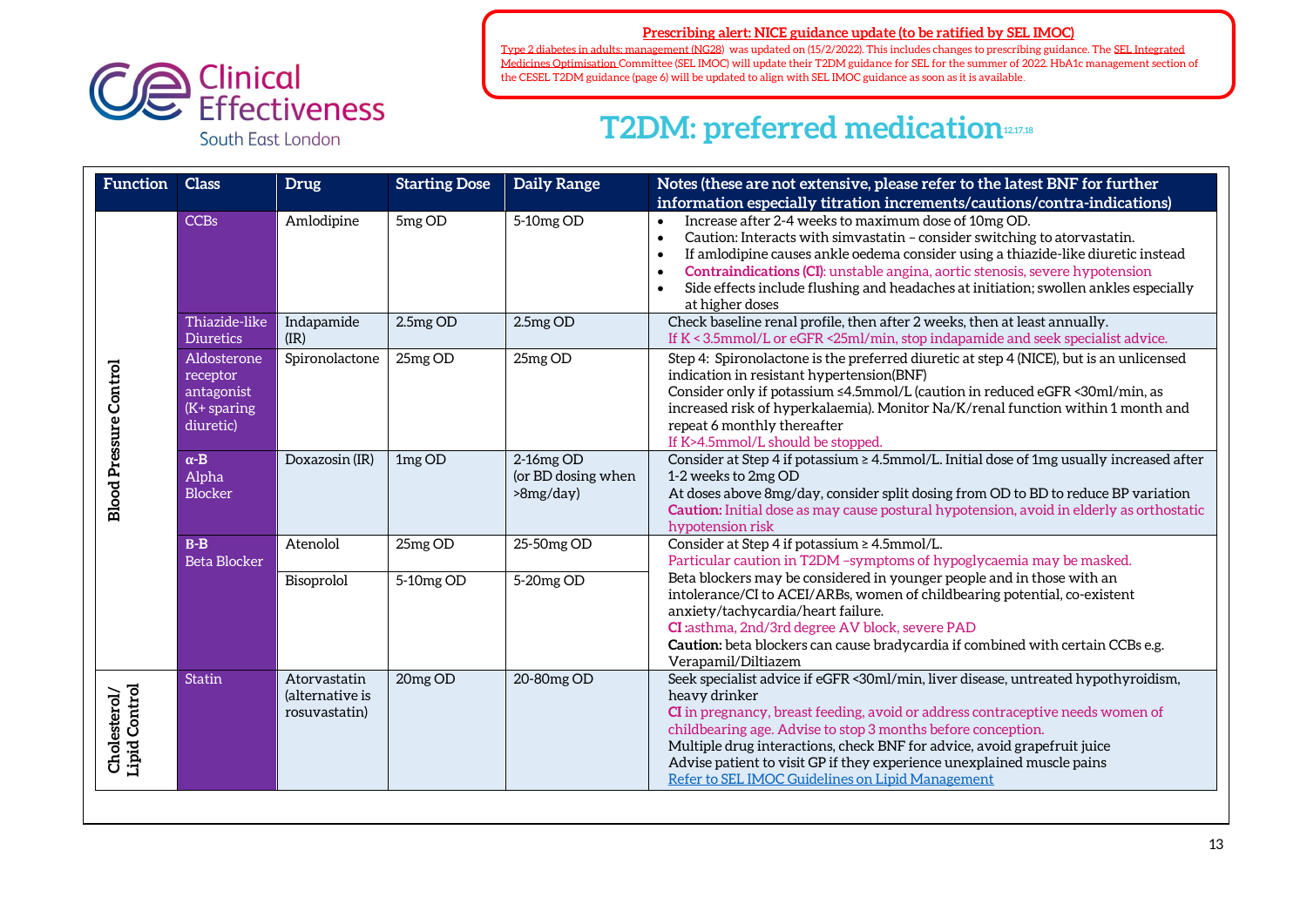Clinical Effectiveness South East London

**Prescribing alert: NICE guidance update (to be ratified by SEL IMOC)**

Type 2 diabetes in adults: management (NG28) was updated on (15/2/2022). This includes changes to prescribing guidance. The SEL Integrated Medicines Optimisation Committee (SEL IMOC) will update their T2DM guidance for SEL for the summer of 2022. HbA1c management section of the CESEL T2DM guidance (page 6) will be updated to align with SEL IMOC guidance as soon as it is available.

# T2DM: preferred medication[12,17,18]

| Function | Class | Drug | Starting Dose | Daily Range | Notes (these are not extensive, please refer to the latest BNF for further information especially titration increments/cautions/contra-indications) |
|---|---|---|---|---|---|
| Blood Pressure Control | CCBs | Amlodipine | 5mg OD | 5-10mg OD | • Increase after 2-4 weeks to maximum dose of 10mg OD.<br>• Caution: Interacts with simvastatin – consider switching to atorvastatin.<br>• If amlodipine causes ankle oedema consider using a thiazide-like diuretic instead<br>• **Contraindications (CI)**: unstable angina, aortic stenosis, severe hypotension<br>• Side effects include flushing and headaches at initiation; swollen ankles especially at higher doses |
| | Thiazide-like Diuretics | Indapamide (IR) | 2.5mg OD | 2.5mg OD | Check baseline renal profile, then after 2 weeks, then at least annually.<br>If K < 3.5mmol/L or eGFR <25ml/min, stop indapamide and seek specialist advice. |
| | Aldosterone receptor antagonist (K+ sparing diuretic) | Spironolactone | 25mg OD | 25mg OD | Step 4: Spironolactone is the preferred diuretic at step 4 (NICE), but is an unlicensed indication in resistant hypertension(BNF)<br>Consider only if potassium ≤4.5mmol/L (caution in reduced eGFR <30ml/min, as increased risk of hyperkalaemia). Monitor Na/K/renal function within 1 month and repeat 6 monthly thereafter<br>If K>4.5mmol/L should be stopped. |
| | α-B Alpha Blocker | Doxazosin (IR) | 1mg OD | 2-16mg OD (or BD dosing when >8mg/day) | Consider at Step 4 if potassium ≥ 4.5mmol/L. Initial dose of 1mg usually increased after 1-2 weeks to 2mg OD<br>At doses above 8mg/day, consider split dosing from OD to BD to reduce BP variation<br>**Caution:** Initial dose as may cause postural hypotension, avoid in elderly as orthostatic hypotension risk |
| | B-B Beta Blocker | Atenolol | 25mg OD | 25-50mg OD | Consider at Step 4 if potassium ≥ 4.5mmol/L.<br>Particular caution in T2DM –symptoms of hypoglycaemia may be masked.<br>Beta blockers may be considered in younger people and in those with an intolerance/CI to ACEI/ARBs, women of childbearing potential, co-existent anxiety/tachycardia/heart failure.<br>**CI** :asthma, 2nd/3rd degree AV block, severe PAD<br>**Caution:** beta blockers can cause bradycardia if combined with certain CCBs e.g. Verapamil/Diltiazem |
| | | Bisoprolol | 5-10mg OD | 5-20mg OD | |
| Cholesterol/ Lipid Control | Statin | Atorvastatin (alternative is rosuvastatin) | 20mg OD | 20-80mg OD | Seek specialist advice if eGFR <30ml/min, liver disease, untreated hypothyroidism, heavy drinker<br>**CI** in pregnancy, breast feeding, avoid or address contraceptive needs women of childbearing age. Advise to stop 3 months before conception.<br>Multiple drug interactions, check BNF for advice, avoid grapefruit juice<br>Advise patient to visit GP if they experience unexplained muscle pains<br>Refer to SEL IMOC Guidelines on Lipid Management |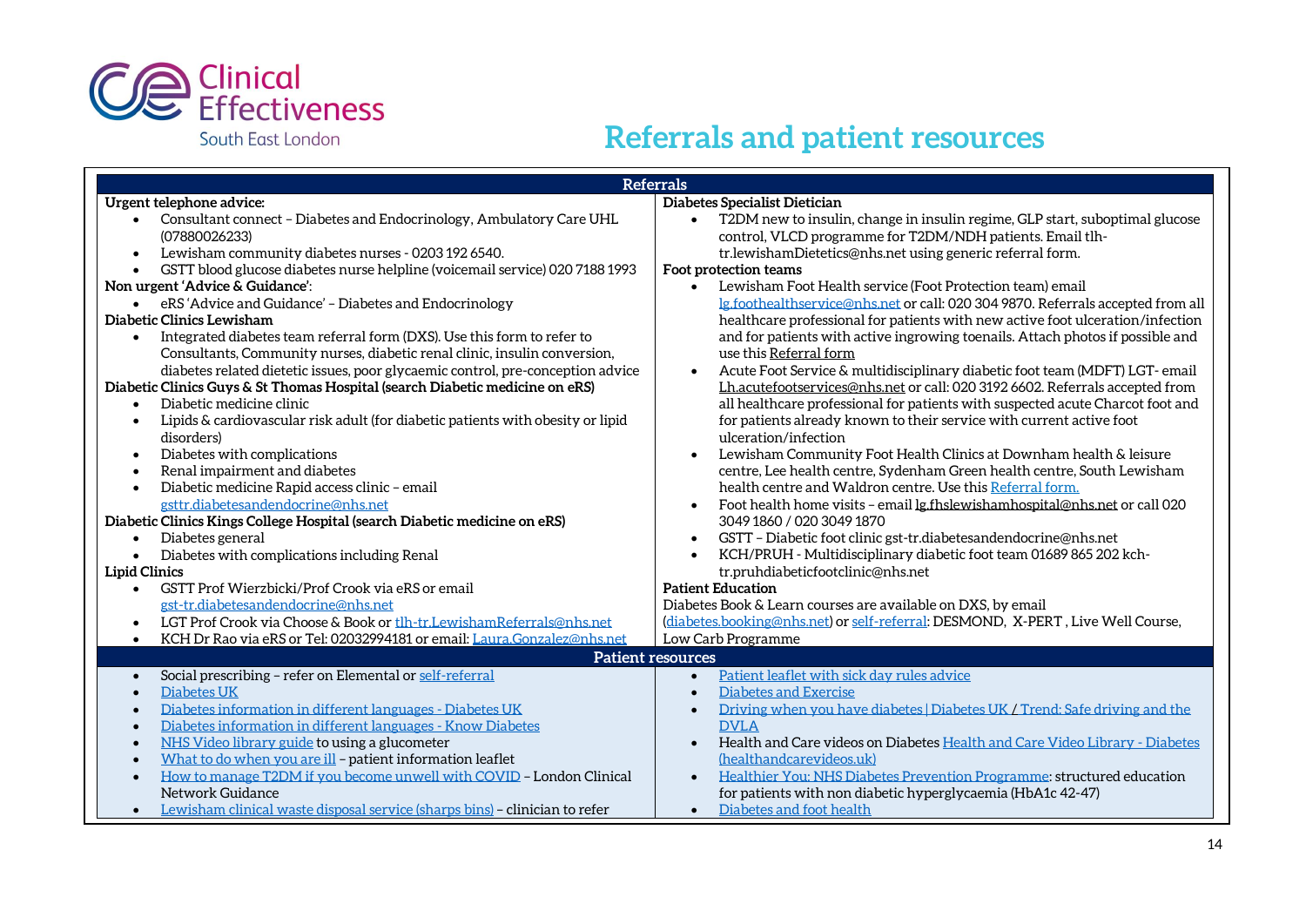Clinical Effectiveness South East London

# Referrals and patient resources

## Referrals

**Urgent telephone advice:**

- Consultant connect – Diabetes and Endocrinology, Ambulatory Care UHL (07880026233)
- Lewisham community diabetes nurses - 0203 192 6540.
- GSTT blood glucose diabetes nurse helpline (voicemail service) 020 7188 1993

**Non urgent 'Advice & Guidance':**

- eRS 'Advice and Guidance' – Diabetes and Endocrinology

**Diabetic Clinics Lewisham**

- Integrated diabetes team referral form (DXS). Use this form to refer to Consultants, Community nurses, diabetic renal clinic, insulin conversion, diabetes related dietetic issues, poor glycaemic control, pre-conception advice

**Diabetic Clinics Guys & St Thomas Hospital (search Diabetic medicine on eRS)**

- Diabetic medicine clinic
- Lipids & cardiovascular risk adult (for diabetic patients with obesity or lipid disorders)
- Diabetes with complications
- Renal impairment and diabetes
- Diabetic medicine Rapid access clinic – email gsttr.diabetesandendocrine@nhs.net

**Diabetic Clinics Kings College Hospital (search Diabetic medicine on eRS)**

- Diabetes general
- Diabetes with complications including Renal

**Lipid Clinics**

- GSTT Prof Wierzbicki/Prof Crook via eRS or email gst-tr.diabetesandendocrine@nhs.net
- LGT Prof Crook via Choose & Book or tlh-tr.LewishamReferrals@nhs.net
- KCH Dr Rao via eRS or Tel: 02032994181 or email: Laura.Gonzalez@nhs.net

**Diabetes Specialist Dietician**

- T2DM new to insulin, change in insulin regime, GLP start, suboptimal glucose control, VLCD programme for T2DM/NDH patients. Email tlh-tr.lewishamDietetics@nhs.net using generic referral form.

**Foot protection teams**

- Lewisham Foot Health service (Foot Protection team) email lg.foothealthservice@nhs.net or call: 020 304 9870. Referrals accepted from all healthcare professional for patients with new active foot ulceration/infection and for patients with active ingrowing toenails. Attach photos if possible and use this Referral form
- Acute Foot Service & multidisciplinary diabetic foot team (MDFT) LGT- email Lh.acutefootservices@nhs.net or call: 020 3192 6602. Referrals accepted from all healthcare professional for patients with suspected acute Charcot foot and for patients already known to their service with current active foot ulceration/infection
- Lewisham Community Foot Health Clinics at Downham health & leisure centre, Lee health centre, Sydenham Green health centre, South Lewisham health centre and Waldron centre. Use this Referral form.
- Foot health home visits – email lg.fhslewishamhospital@nhs.net or call 020 3049 1860 / 020 3049 1870
- GSTT – Diabetic foot clinic gst-tr.diabetesandendocrine@nhs.net
- KCH/PRUH - Multidisciplinary diabetic foot team 01689 865 202 kch-tr.pruhdiabeticfootclinic@nhs.net

**Patient Education**

Diabetes Book & Learn courses are available on DXS, by email (diabetes.booking@nhs.net) or self-referral: DESMOND, X-PERT , Live Well Course, Low Carb Programme

## Patient resources

- Social prescribing – refer on Elemental or self-referral
- Diabetes UK
- Diabetes information in different languages - Diabetes UK
- Diabetes information in different languages - Know Diabetes
- NHS Video library guide to using a glucometer
- What to do when you are ill – patient information leaflet
- How to manage T2DM if you become unwell with COVID – London Clinical Network Guidance
- Lewisham clinical waste disposal service (sharps bins) – clinician to refer
- Patient leaflet with sick day rules advice
- Diabetes and Exercise
- Driving when you have diabetes | Diabetes UK / Trend: Safe driving and the DVLA
- Health and Care videos on Diabetes Health and Care Video Library - Diabetes (healthandcarevideos.uk)
- Healthier You: NHS Diabetes Prevention Programme: structured education for patients with non diabetic hyperglycaemia (HbA1c 42-47)
- Diabetes and foot health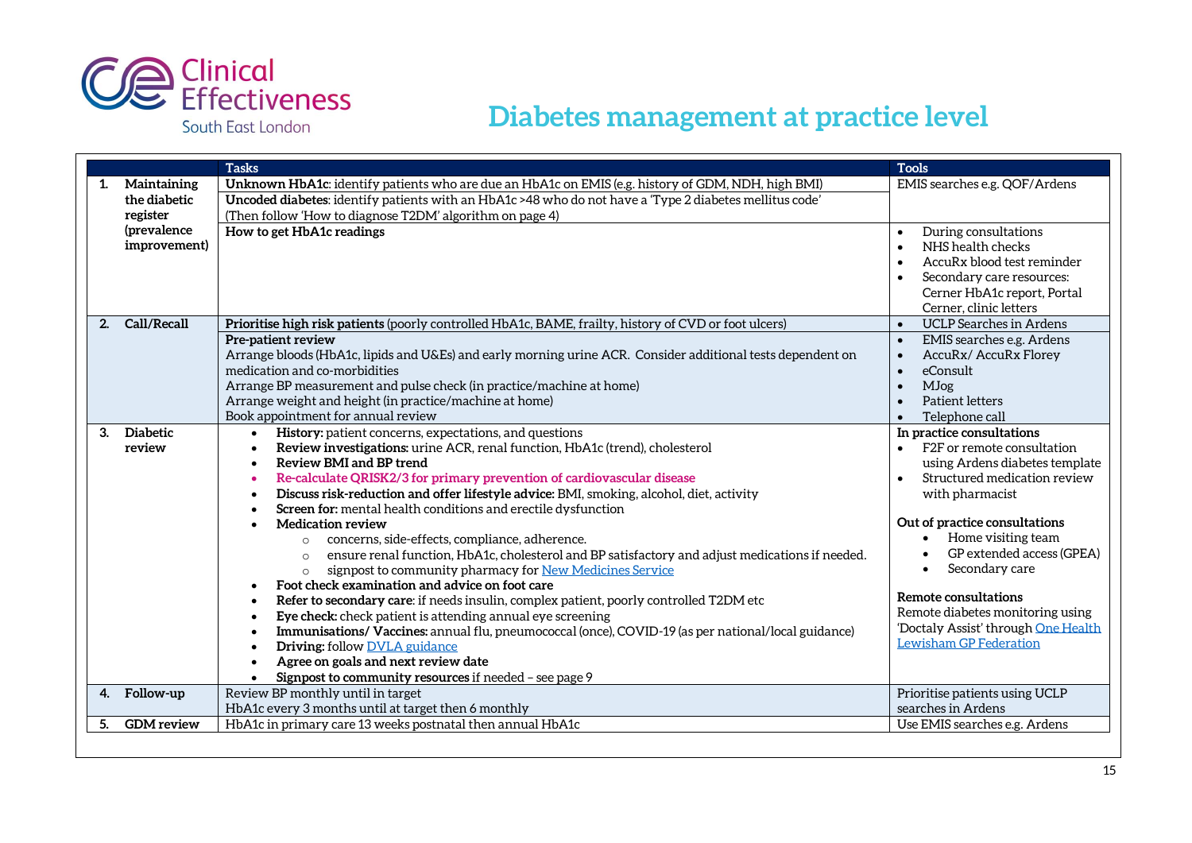Clinical Effectiveness South East London

# Diabetes management at practice level

| | Tasks | Tools |
|---|---|---|
| **1. Maintaining the diabetic register (prevalence improvement)** | **Unknown HbA1c**: identify patients who are due an HbA1c on EMIS (e.g. history of GDM, NDH, high BMI)<br>**Uncoded diabetes**: identify patients with an HbA1c >48 who do not have a 'Type 2 diabetes mellitus code' (Then follow 'How to diagnose T2DM' algorithm on page 4) | EMIS searches e.g. QOF/Ardens |
| | **How to get HbA1c readings** | • During consultations<br>• NHS health checks<br>• AccuRx blood test reminder<br>• Secondary care resources: Cerner HbA1c report, Portal Cerner, clinic letters |
| **2. Call/Recall** | **Prioritise high risk patients** (poorly controlled HbA1c, BAME, frailty, history of CVD or foot ulcers) | • UCLP Searches in Ardens |
| | **Pre-patient review**<br>Arrange bloods (HbA1c, lipids and U&Es) and early morning urine ACR. Consider additional tests dependent on medication and co-morbidities<br>Arrange BP measurement and pulse check (in practice/machine at home)<br>Arrange weight and height (in practice/machine at home)<br>Book appointment for annual review | • EMIS searches e.g. Ardens<br>• AccuRx/ AccuRx Florey<br>• eConsult<br>• MJog<br>• Patient letters<br>• Telephone call |
| **3. Diabetic review** | • **History:** patient concerns, expectations, and questions<br>• **Review investigations:** urine ACR, renal function, HbA1c (trend), cholesterol<br>• **Review BMI and BP trend**<br>• **Re-calculate QRISK2/3 for primary prevention of cardiovascular disease**<br>• **Discuss risk-reduction and offer lifestyle advice:** BMI, smoking, alcohol, diet, activity<br>• **Screen for:** mental health conditions and erectile dysfunction<br>• **Medication review**<br>  ○ concerns, side-effects, compliance, adherence.<br>  ○ ensure renal function, HbA1c, cholesterol and BP satisfactory and adjust medications if needed.<br>  ○ signpost to community pharmacy for New Medicines Service<br>• **Foot check examination and advice on foot care**<br>• **Refer to secondary care**: if needs insulin, complex patient, poorly controlled T2DM etc<br>• **Eye check:** check patient is attending annual eye screening<br>• **Immunisations/ Vaccines:** annual flu, pneumococcal (once), COVID-19 (as per national/local guidance)<br>• **Driving:** follow DVLA guidance<br>• **Agree on goals and next review date**<br>• **Signpost to community resources** if needed – see page 9 | **In practice consultations**<br>• F2F or remote consultation using Ardens diabetes template<br>• Structured medication review with pharmacist<br><br>**Out of practice consultations**<br>• Home visiting team<br>• GP extended access (GPEA)<br>• Secondary care<br><br>**Remote consultations**<br>Remote diabetes monitoring using 'Doctaly Assist' through One Health Lewisham GP Federation |
| **4. Follow-up** | Review BP monthly until in target<br>HbA1c every 3 months until at target then 6 monthly | Prioritise patients using UCLP searches in Ardens |
| **5. GDM review** | HbA1c in primary care 13 weeks postnatal then annual HbA1c | Use EMIS searches e.g. Ardens |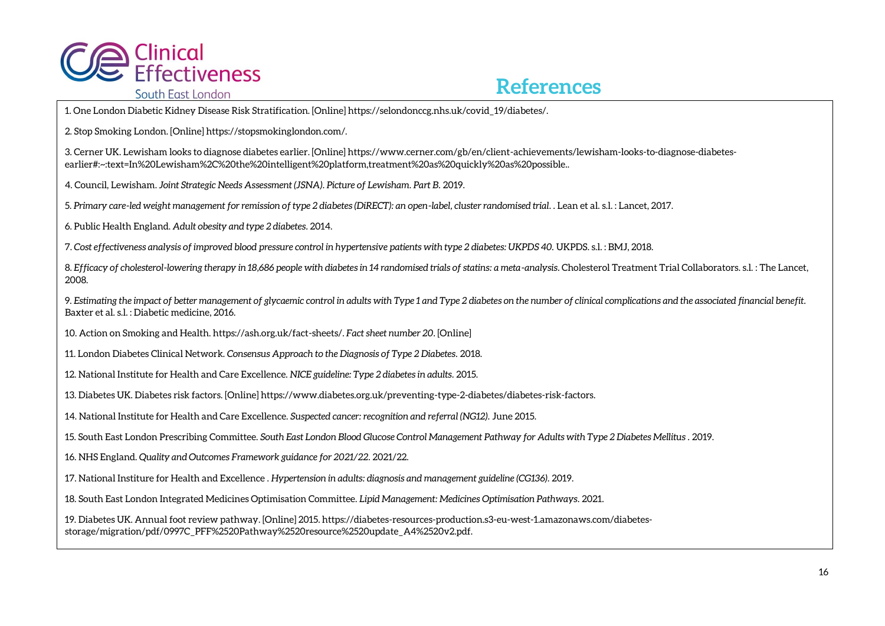# References

1. One London Diabetic Kidney Disease Risk Stratification. [Online] https://selondonccg.nhs.uk/covid_19/diabetes/.

2. Stop Smoking London. [Online] https://stopsmokinglondon.com/.

3. Cerner UK. Lewisham looks to diagnose diabetes earlier. [Online] https://www.cerner.com/gb/en/client-achievements/lewisham-looks-to-diagnose-diabetes-earlier#:~:text=In%20Lewisham%2C%20the%20intelligent%20platform,treatment%20as%20quickly%20as%20possible..

4. Council, Lewisham. *Joint Strategic Needs Assessment (JSNA). Picture of Lewisham. Part B.* 2019.

5. *Primary care-led weight management for remission of type 2 diabetes (DiRECT): an open-label, cluster randomised trial.* . Lean et al. s.l. : Lancet, 2017.

6. Public Health England. *Adult obesity and type 2 diabetes.* 2014.

7. *Cost effectiveness analysis of improved blood pressure control in hypertensive patients with type 2 diabetes: UKPDS 40.* UKPDS. s.l. : BMJ, 2018.

8. *Efficacy of cholesterol-lowering therapy in 18,686 people with diabetes in 14 randomised trials of statins: a meta-analysis.* Cholesterol Treatment Trial Collaborators. s.l. : The Lancet, 2008.

9. *Estimating the impact of better management of glycaemic control in adults with Type 1 and Type 2 diabetes on the number of clinical complications and the associated financial benefit.* Baxter et al. s.l. : Diabetic medicine, 2016.

10. Action on Smoking and Health. https://ash.org.uk/fact-sheets/. *Fact sheet number 20*. [Online]

11. London Diabetes Clinical Network. *Consensus Approach to the Diagnosis of Type 2 Diabetes.* 2018.

12. National Institute for Health and Care Excellence. *NICE guideline: Type 2 diabetes in adults.* 2015.

13. Diabetes UK. Diabetes risk factors. [Online] https://www.diabetes.org.uk/preventing-type-2-diabetes/diabetes-risk-factors.

14. National Institute for Health and Care Excellence. *Suspected cancer: recognition and referral (NG12).* June 2015.

15. South East London Prescribing Committee. *South East London Blood Glucose Control Management Pathway for Adults with Type 2 Diabetes Mellitus* . 2019.

16. NHS England. *Quality and Outcomes Framework guidance for 2021/22.* 2021/22.

17. National Institure for Health and Excellence . *Hypertension in adults: diagnosis and management guideline (CG136).* 2019.

18. South East London Integrated Medicines Optimisation Committee. *Lipid Management: Medicines Optimisation Pathways.* 2021.

19. Diabetes UK. Annual foot review pathway. [Online] 2015. https://diabetes-resources-production.s3-eu-west-1.amazonaws.com/diabetes-storage/migration/pdf/0997C_PFF%2520Pathway%2520resource%2520update_A4%2520v2.pdf.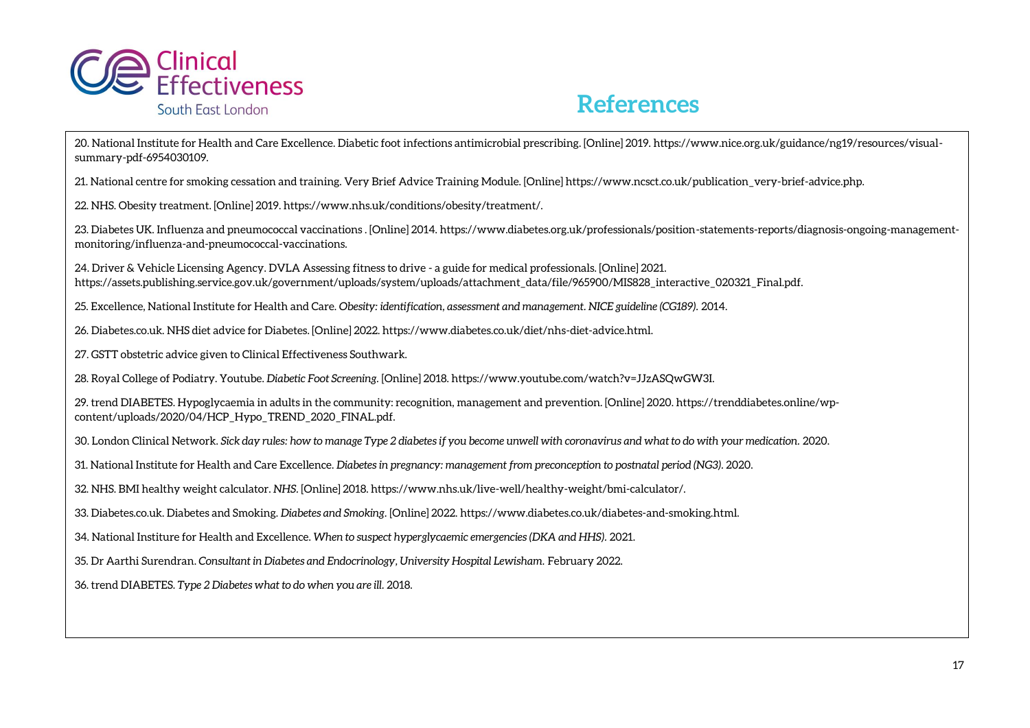# References

20. National Institute for Health and Care Excellence. Diabetic foot infections antimicrobial prescribing. [Online] 2019. https://www.nice.org.uk/guidance/ng19/resources/visual-summary-pdf-6954030109.

21. National centre for smoking cessation and training. Very Brief Advice Training Module. [Online] https://www.ncsct.co.uk/publication_very-brief-advice.php.

22. NHS. Obesity treatment. [Online] 2019. https://www.nhs.uk/conditions/obesity/treatment/.

23. Diabetes UK. Influenza and pneumococcal vaccinations . [Online] 2014. https://www.diabetes.org.uk/professionals/position-statements-reports/diagnosis-ongoing-management-monitoring/influenza-and-pneumococcal-vaccinations.

24. Driver & Vehicle Licensing Agency. DVLA Assessing fitness to drive - a guide for medical professionals. [Online] 2021. https://assets.publishing.service.gov.uk/government/uploads/system/uploads/attachment_data/file/965900/MIS828_interactive_020321_Final.pdf.

25. Excellence, National Institute for Health and Care. *Obesity: identification, assessment and management. NICE guideline (CG189).* 2014.

26. Diabetes.co.uk. NHS diet advice for Diabetes. [Online] 2022. https://www.diabetes.co.uk/diet/nhs-diet-advice.html.

27. GSTT obstetric advice given to Clinical Effectiveness Southwark.

28. Royal College of Podiatry. Youtube. *Diabetic Foot Screening.* [Online] 2018. https://www.youtube.com/watch?v=JJzASQwGW3I.

29. trend DIABETES. Hypoglycaemia in adults in the community: recognition, management and prevention. [Online] 2020. https://trenddiabetes.online/wp-content/uploads/2020/04/HCP_Hypo_TREND_2020_FINAL.pdf.

30. London Clinical Network. *Sick day rules: how to manage Type 2 diabetes if you become unwell with coronavirus and what to do with your medication.* 2020.

31. National Institute for Health and Care Excellence. *Diabetes in pregnancy: management from preconception to postnatal period (NG3).* 2020.

32. NHS. BMI healthy weight calculator. *NHS.* [Online] 2018. https://www.nhs.uk/live-well/healthy-weight/bmi-calculator/.

33. Diabetes.co.uk. Diabetes and Smoking. *Diabetes and Smoking.* [Online] 2022. https://www.diabetes.co.uk/diabetes-and-smoking.html.

34. National Institure for Health and Excellence. *When to suspect hyperglycaemic emergencies (DKA and HHS).* 2021.

35. Dr Aarthi Surendran. *Consultant in Diabetes and Endocrinology, University Hospital Lewisham.* February 2022.

36. trend DIABETES. *Type 2 Diabetes what to do when you are ill.* 2018.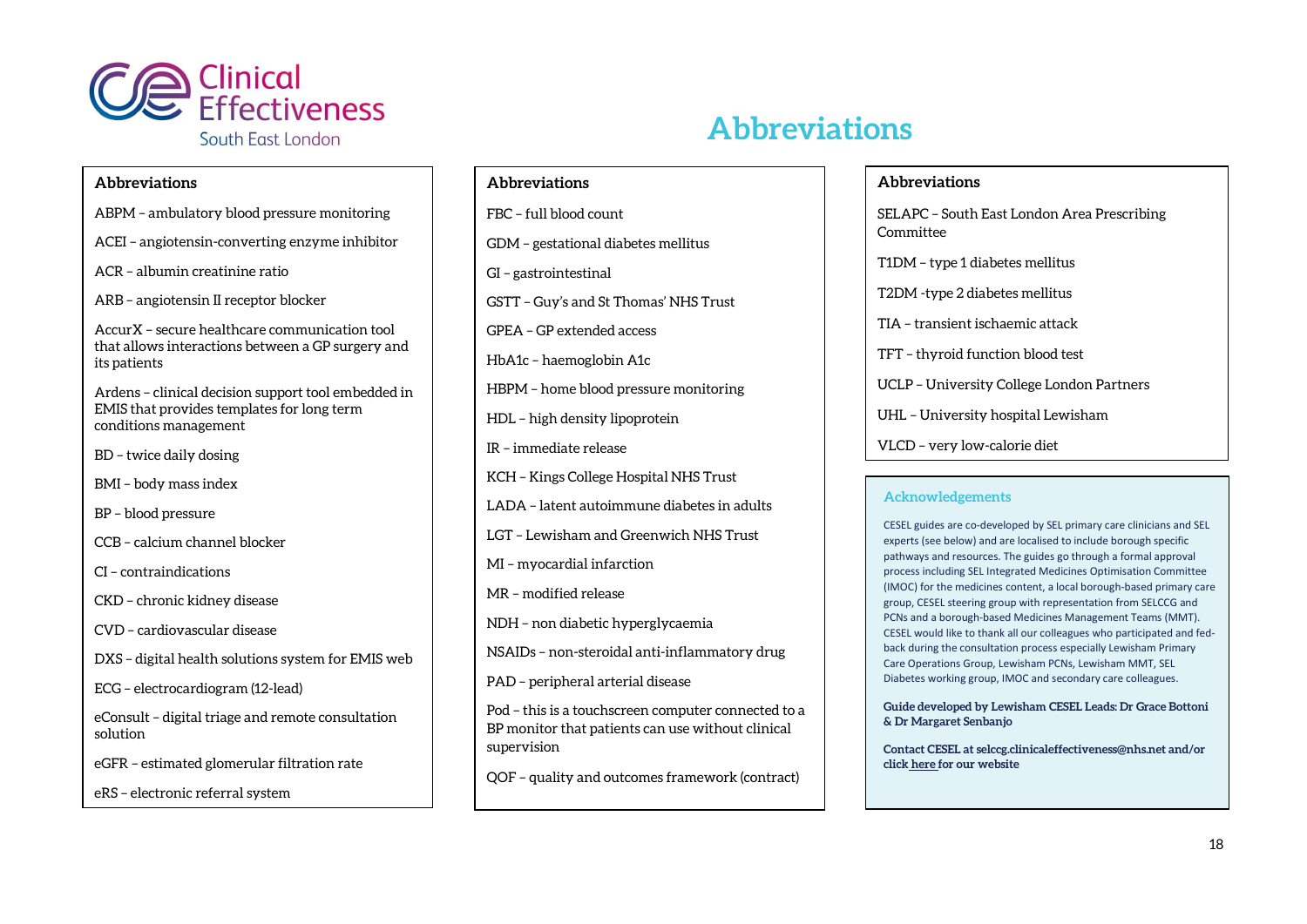Clinical Effectiveness South East London

# Abbreviations

## Abbreviations

ABPM – ambulatory blood pressure monitoring

ACEI – angiotensin-converting enzyme inhibitor

ACR – albumin creatinine ratio

ARB – angiotensin II receptor blocker

AccurX – secure healthcare communication tool that allows interactions between a GP surgery and its patients

Ardens – clinical decision support tool embedded in EMIS that provides templates for long term conditions management

BD – twice daily dosing

BMI – body mass index

BP – blood pressure

CCB – calcium channel blocker

CI – contraindications

CKD – chronic kidney disease

CVD – cardiovascular disease

DXS – digital health solutions system for EMIS web

ECG – electrocardiogram (12-lead)

eConsult – digital triage and remote consultation solution

eGFR – estimated glomerular filtration rate

eRS – electronic referral system

## Abbreviations

FBC – full blood count

GDM – gestational diabetes mellitus

GI – gastrointestinal

GSTT – Guy's and St Thomas' NHS Trust

GPEA – GP extended access

HbA1c – haemoglobin A1c

HBPM – home blood pressure monitoring

HDL – high density lipoprotein

IR – immediate release

KCH – Kings College Hospital NHS Trust

LADA – latent autoimmune diabetes in adults

LGT – Lewisham and Greenwich NHS Trust

MI – myocardial infarction

MR – modified release

NDH – non diabetic hyperglycaemia

NSAIDs – non-steroidal anti-inflammatory drug

PAD – peripheral arterial disease

Pod – this is a touchscreen computer connected to a BP monitor that patients can use without clinical supervision

QOF – quality and outcomes framework (contract)

## Abbreviations

SELAPC – South East London Area Prescribing Committee

T1DM – type 1 diabetes mellitus

T2DM -type 2 diabetes mellitus

TIA – transient ischaemic attack

TFT – thyroid function blood test

UCLP – University College London Partners

UHL – University hospital Lewisham

VLCD – very low-calorie diet

## Acknowledgements

CESEL guides are co-developed by SEL primary care clinicians and SEL experts (see below) and are localised to include borough specific pathways and resources. The guides go through a formal approval process including SEL Integrated Medicines Optimisation Committee (IMOC) for the medicines content, a local borough-based primary care group, CESEL steering group with representation from SELCCG and PCNs and a borough-based Medicines Management Teams (MMT). CESEL would like to thank all our colleagues who participated and fed-back during the consultation process especially Lewisham Primary Care Operations Group, Lewisham PCNs, Lewisham MMT, SEL Diabetes working group, IMOC and secondary care colleagues.

**Guide developed by Lewisham CESEL Leads: Dr Grace Bottoni & Dr Margaret Senbanjo**

**Contact CESEL at selccg.clinicaleffectiveness@nhs.net and/or click here for our website**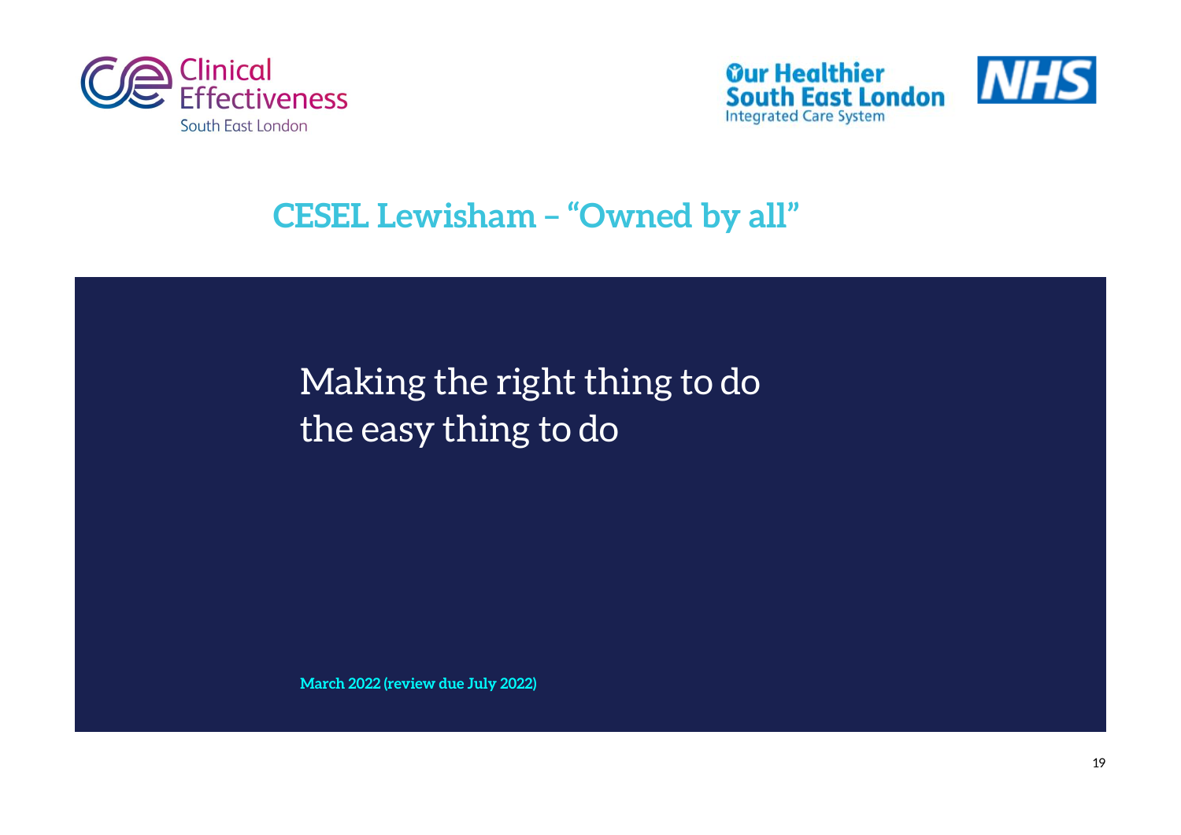Clinical Effectiveness South East London

Our Healthier South East London Integrated Care System

NHS

# CESEL Lewisham – "Owned by all"

Making the right thing to do the easy thing to do

**March 2022 (review due July 2022)**